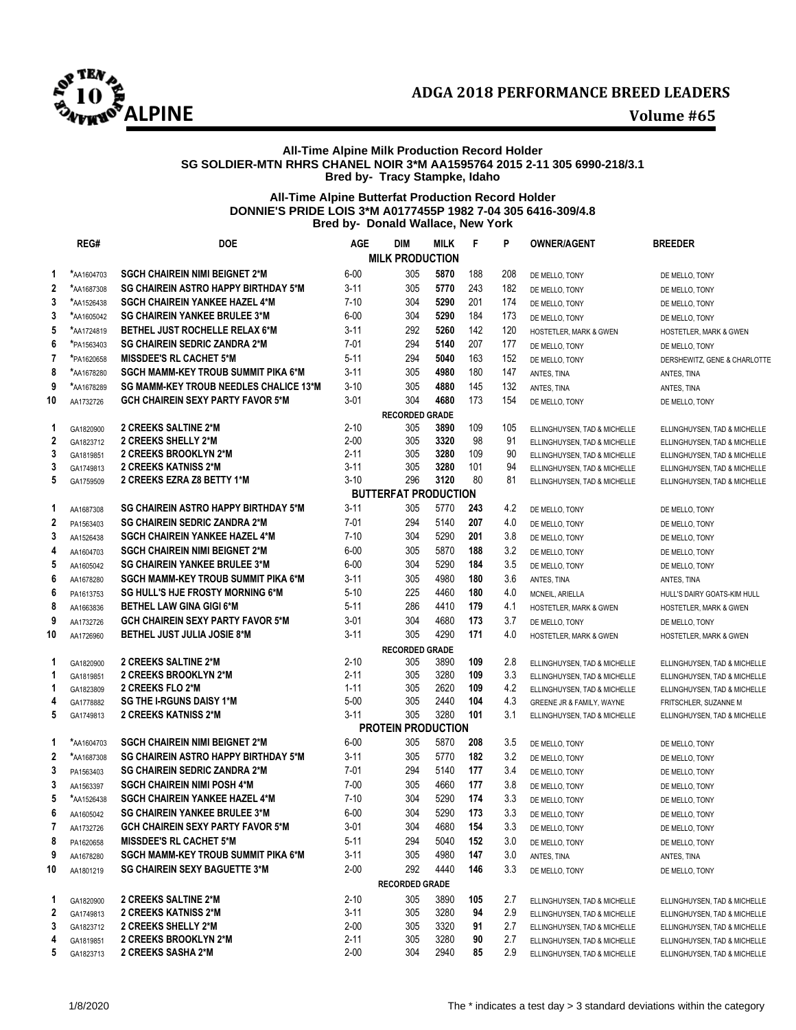# ADGA 2018 PERFORMANCE BREED LEADERS

## ALPINE

**Volume #65**

**All-Time Alpine Milk Production Record Holder**
**SG SOLDIER-MTN RHRS CHANEL NOIR 3*M AA1595764 2015 2-11 305 6990-218/3.1**
**Bred by- Tracy Stampke, Idaho**

**All-Time Alpine Butterfat Production Record Holder**
**DONNIE'S PRIDE LOIS 3*M A0177455P 1982 7-04 305 6416-309/4.8**
**Bred by- Donald Wallace, New York**

| | REG# | DOE | AGE | DIM | MILK | F | P | OWNER/AGENT | BREEDER |
|---|---|---|---|---|---|---|---|---|---|
| | | | | **MILK PRODUCTION** | | | | | |
| 1 | *AA1604703 | **SGCH CHAIREIN NIMI BEIGNET 2*M** | 6-00 | 305 | **5870** | 188 | 208 | DE MELLO, TONY | DE MELLO, TONY |
| 2 | *AA1687308 | **SG CHAIREIN ASTRO HAPPY BIRTHDAY 5*M** | 3-11 | 305 | **5770** | 243 | 182 | DE MELLO, TONY | DE MELLO, TONY |
| 3 | *AA1526438 | **SGCH CHAIREIN YANKEE HAZEL 4*M** | 7-10 | 304 | **5290** | 201 | 174 | DE MELLO, TONY | DE MELLO, TONY |
| 3 | *AA1605042 | **SG CHAIREIN YANKEE BRULEE 3*M** | 6-00 | 304 | **5290** | 184 | 173 | DE MELLO, TONY | DE MELLO, TONY |
| 5 | *AA1724819 | **BETHEL JUST ROCHELLE RELAX 6*M** | 3-11 | 292 | **5260** | 142 | 120 | HOSTETLER, MARK & GWEN | HOSTETLER, MARK & GWEN |
| 6 | *PA1563403 | **SG CHAIREIN SEDRIC ZANDRA 2*M** | 7-01 | 294 | **5140** | 207 | 177 | DE MELLO, TONY | DE MELLO, TONY |
| 7 | *PA1620658 | **MISSDEE'S RL CACHET 5*M** | 5-11 | 294 | **5040** | 163 | 152 | DE MELLO, TONY | DERSHEWITZ, GENE & CHARLOTTE |
| 8 | *AA1678280 | **SGCH MAMM-KEY TROUB SUMMIT PIKA 6*M** | 3-11 | 305 | **4980** | 180 | 147 | ANTES, TINA | ANTES, TINA |
| 9 | *AA1678289 | **SG MAMM-KEY TROUB NEEDLES CHALICE 13*M** | 3-10 | 305 | **4880** | 145 | 132 | ANTES, TINA | ANTES, TINA |
| 10 | AA1732726 | **GCH CHAIREIN SEXY PARTY FAVOR 5*M** | 3-01 | 304 | **4680** | 173 | 154 | DE MELLO, TONY | DE MELLO, TONY |
| | | | | **RECORDED GRADE** | | | | | |
| 1 | GA1820900 | **2 CREEKS SALTINE 2*M** | 2-10 | 305 | **3890** | 109 | 105 | ELLINGHUYSEN, TAD & MICHELLE | ELLINGHUYSEN, TAD & MICHELLE |
| 2 | GA1823712 | **2 CREEKS SHELLY 2*M** | 2-00 | 305 | **3320** | 98 | 91 | ELLINGHUYSEN, TAD & MICHELLE | ELLINGHUYSEN, TAD & MICHELLE |
| 3 | GA1819851 | **2 CREEKS BROOKLYN 2*M** | 2-11 | 305 | **3280** | 109 | 90 | ELLINGHUYSEN, TAD & MICHELLE | ELLINGHUYSEN, TAD & MICHELLE |
| 3 | GA1749813 | **2 CREEKS KATNISS 2*M** | 3-11 | 305 | **3280** | 101 | 94 | ELLINGHUYSEN, TAD & MICHELLE | ELLINGHUYSEN, TAD & MICHELLE |
| 5 | GA1759509 | **2 CREEKS EZRA Z8 BETTY 1*M** | 3-10 | 296 | **3120** | 80 | 81 | ELLINGHUYSEN, TAD & MICHELLE | ELLINGHUYSEN, TAD & MICHELLE |
| | | | | **BUTTERFAT PRODUCTION** | | | | | |
| 1 | AA1687308 | **SG CHAIREIN ASTRO HAPPY BIRTHDAY 5*M** | 3-11 | 305 | 5770 | **243** | 4.2 | DE MELLO, TONY | DE MELLO, TONY |
| 2 | PA1563403 | **SG CHAIREIN SEDRIC ZANDRA 2*M** | 7-01 | 294 | 5140 | **207** | 4.0 | DE MELLO, TONY | DE MELLO, TONY |
| 3 | AA1526438 | **SGCH CHAIREIN YANKEE HAZEL 4*M** | 7-10 | 304 | 5290 | **201** | 3.8 | DE MELLO, TONY | DE MELLO, TONY |
| 4 | AA1604703 | **SGCH CHAIREIN NIMI BEIGNET 2*M** | 6-00 | 305 | 5870 | **188** | 3.2 | DE MELLO, TONY | DE MELLO, TONY |
| 5 | AA1605042 | **SG CHAIREIN YANKEE BRULEE 3*M** | 6-00 | 304 | 5290 | **184** | 3.5 | DE MELLO, TONY | DE MELLO, TONY |
| 6 | AA1678280 | **SGCH MAMM-KEY TROUB SUMMIT PIKA 6*M** | 3-11 | 305 | 4980 | **180** | 3.6 | ANTES, TINA | ANTES, TINA |
| 6 | PA1613753 | **SG HULL'S HJE FROSTY MORNING 6*M** | 5-10 | 225 | 4460 | **180** | 4.0 | MCNEIL, ARIELLA | HULL'S DAIRY GOATS-KIM HULL |
| 8 | AA1663836 | **BETHEL LAW GINA GIGI 6*M** | 5-11 | 286 | 4410 | **179** | 4.1 | HOSTETLER, MARK & GWEN | HOSTETLER, MARK & GWEN |
| 9 | AA1732726 | **GCH CHAIREIN SEXY PARTY FAVOR 5*M** | 3-01 | 304 | 4680 | **173** | 3.7 | DE MELLO, TONY | DE MELLO, TONY |
| 10 | AA1726960 | **BETHEL JUST JULIA JOSIE 8*M** | 3-11 | 305 | 4290 | **171** | 4.0 | HOSTETLER, MARK & GWEN | HOSTETLER, MARK & GWEN |
| | | | | **RECORDED GRADE** | | | | | |
| 1 | GA1820900 | **2 CREEKS SALTINE 2*M** | 2-10 | 305 | 3890 | **109** | 2.8 | ELLINGHUYSEN, TAD & MICHELLE | ELLINGHUYSEN, TAD & MICHELLE |
| 1 | GA1819851 | **2 CREEKS BROOKLYN 2*M** | 2-11 | 305 | 3280 | **109** | 3.3 | ELLINGHUYSEN, TAD & MICHELLE | ELLINGHUYSEN, TAD & MICHELLE |
| 1 | GA1823809 | **2 CREEKS FLO 2*M** | 1-11 | 305 | 2620 | **109** | 4.2 | ELLINGHUYSEN, TAD & MICHELLE | ELLINGHUYSEN, TAD & MICHELLE |
| 4 | GA1778882 | **SG THE I-RGUNS DAISY 1*M** | 5-00 | 305 | 2440 | **104** | 4.3 | GREENE JR & FAMILY, WAYNE | FRITSCHLER, SUZANNE M |
| 5 | GA1749813 | **2 CREEKS KATNISS 2*M** | 3-11 | 305 | 3280 | **101** | 3.1 | ELLINGHUYSEN, TAD & MICHELLE | ELLINGHUYSEN, TAD & MICHELLE |
| | | | | **PROTEIN PRODUCTION** | | | | | |
| 1 | *AA1604703 | **SGCH CHAIREIN NIMI BEIGNET 2*M** | 6-00 | 305 | 5870 | **208** | 3.5 | DE MELLO, TONY | DE MELLO, TONY |
| 2 | *AA1687308 | **SG CHAIREIN ASTRO HAPPY BIRTHDAY 5*M** | 3-11 | 305 | 5770 | **182** | 3.2 | DE MELLO, TONY | DE MELLO, TONY |
| 3 | PA1563403 | **SG CHAIREIN SEDRIC ZANDRA 2*M** | 7-01 | 294 | 5140 | **177** | 3.4 | DE MELLO, TONY | DE MELLO, TONY |
| 3 | AA1563397 | **SGCH CHAIREIN NIMI POSH 4*M** | 7-00 | 305 | 4660 | **177** | 3.8 | DE MELLO, TONY | DE MELLO, TONY |
| 5 | *AA1526438 | **SGCH CHAIREIN YANKEE HAZEL 4*M** | 7-10 | 304 | 5290 | **174** | 3.3 | DE MELLO, TONY | DE MELLO, TONY |
| 6 | AA1605042 | **SG CHAIREIN YANKEE BRULEE 3*M** | 6-00 | 304 | 5290 | **173** | 3.3 | DE MELLO, TONY | DE MELLO, TONY |
| 7 | AA1732726 | **GCH CHAIREIN SEXY PARTY FAVOR 5*M** | 3-01 | 304 | 4680 | **154** | 3.3 | DE MELLO, TONY | DE MELLO, TONY |
| 8 | PA1620658 | **MISSDEE'S RL CACHET 5*M** | 5-11 | 294 | 5040 | **152** | 3.0 | DE MELLO, TONY | DE MELLO, TONY |
| 9 | AA1678280 | **SGCH MAMM-KEY TROUB SUMMIT PIKA 6*M** | 3-11 | 305 | 4980 | **147** | 3.0 | ANTES, TINA | ANTES, TINA |
| 10 | AA1801219 | **SG CHAIREIN SEXY BAGUETTE 3*M** | 2-00 | 292 | 4440 | **146** | 3.3 | DE MELLO, TONY | DE MELLO, TONY |
| | | | | **RECORDED GRADE** | | | | | |
| 1 | GA1820900 | **2 CREEKS SALTINE 2*M** | 2-10 | 305 | 3890 | **105** | 2.7 | ELLINGHUYSEN, TAD & MICHELLE | ELLINGHUYSEN, TAD & MICHELLE |
| 2 | GA1749813 | **2 CREEKS KATNISS 2*M** | 3-11 | 305 | 3280 | **94** | 2.9 | ELLINGHUYSEN, TAD & MICHELLE | ELLINGHUYSEN, TAD & MICHELLE |
| 3 | GA1823712 | **2 CREEKS SHELLY 2*M** | 2-00 | 305 | 3320 | **91** | 2.7 | ELLINGHUYSEN, TAD & MICHELLE | ELLINGHUYSEN, TAD & MICHELLE |
| 4 | GA1819851 | **2 CREEKS BROOKLYN 2*M** | 2-11 | 305 | 3280 | **90** | 2.7 | ELLINGHUYSEN, TAD & MICHELLE | ELLINGHUYSEN, TAD & MICHELLE |
| 5 | GA1823713 | **2 CREEKS SASHA 2*M** | 2-00 | 304 | 2940 | **85** | 2.9 | ELLINGHUYSEN, TAD & MICHELLE | ELLINGHUYSEN, TAD & MICHELLE |

1/8/2020

The * indicates a test day > 3 standard deviations within the category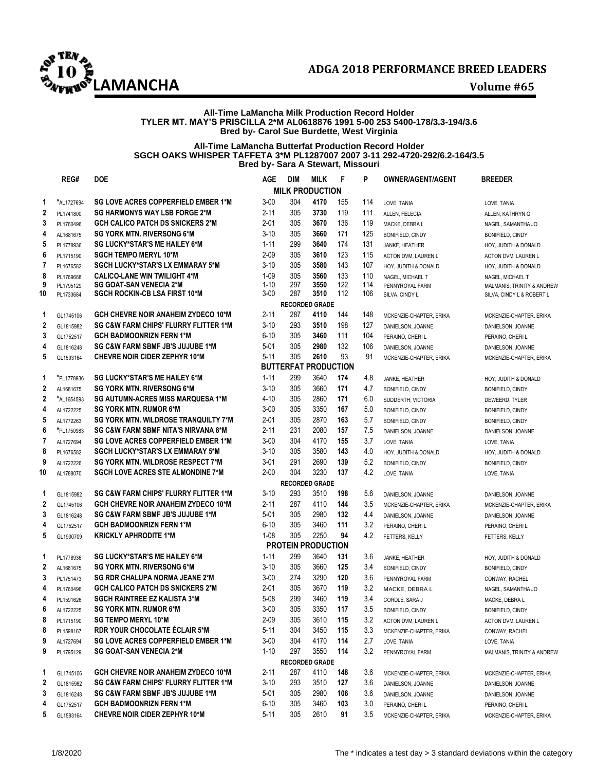# ADGA 2018 PERFORMANCE BREED LEADERS

## LAMANCHA

**Volume #65**

**All-Time LaMancha Milk Production Record Holder**
**TYLER MT. MAY'S PRISCILLA 2*M AL0618876 1991 5-00 253 5400-178/3.3-194/3.6**
**Bred by- Carol Sue Burdette, West Virginia**

**All-Time LaMancha Butterfat Production Record Holder**
**SGCH OAKS WHISPER TAFFETA 3*M PL1287007 2007 3-11 292-4720-292/6.2-164/3.5**
**Bred by- Sara A Stewart, Missouri**

| | REG# | DOE | AGE | DIM | MILK | F | P | OWNER/AGENT/AGENT | BREEDER |
|---|---|---|---|---|---|---|---|---|---|
| | | | | **MILK PRODUCTION** | | | | | |
| 1 | *AL1727694 | SG LOVE ACRES COPPERFIELD EMBER 1*M | 3-00 | 304 | 4170 | 155 | 114 | LOVE, TANIA | LOVE, TANIA |
| 2 | PL1741800 | SG HARMONYS WAY LSB FORGE 2*M | 2-11 | 305 | 3730 | 119 | 111 | ALLEN, FELECIA | ALLEN, KATHRYN G |
| 3 | PL1760496 | GCH CALICO PATCH DS SNICKERS 2*M | 2-01 | 305 | 3670 | 136 | 119 | MACKE, DEBRA L | NAGEL, SAMANTHA JO |
| 4 | AL1681675 | SG YORK MTN. RIVERSONG 6*M | 3-10 | 305 | 3660 | 171 | 125 | BONIFIELD, CINDY | BONIFIELD, CINDY |
| 5 | PL1778936 | SG LUCKY*STAR'S ME HAILEY 6*M | 1-11 | 299 | 3640 | 174 | 131 | JANKE, HEATHER | HOY, JUDITH & DONALD |
| 6 | PL1715190 | SGCH TEMPO MERYL 10*M | 2-09 | 305 | 3610 | 123 | 115 | ACTON DVM, LAUREN L | ACTON DVM, LAUREN L |
| 7 | PL1676582 | SGCH LUCKY*STAR'S LX EMMARAY 5*M | 3-10 | 305 | 3580 | 143 | 107 | HOY, JUDITH & DONALD | HOY, JUDITH & DONALD |
| 8 | PL1769688 | CALICO-LANE WIN TWILIGHT 4*M | 1-09 | 305 | 3560 | 133 | 110 | NAGEL, MICHAEL T | NAGEL, MICHAEL T |
| 9 | PL1795129 | SG GOAT-SAN VENECIA 2*M | 1-10 | 297 | 3550 | 122 | 114 | PENNYROYAL FARM | MALMANIS, TRINITY & ANDREW |
| 10 | PL1733684 | SGCH ROCKIN-CB LSA FIRST 10*M | 3-00 | 287 | 3510 | 112 | 106 | SILVA, CINDY L | SILVA, CINDY L & ROBERT L |
| | | | | **RECORDED GRADE** | | | | | |
| 1 | GL1745106 | GCH CHEVRE NOIR ANAHEIM ZYDECO 10*M | 2-11 | 287 | 4110 | 144 | 148 | MCKENZIE-CHAPTER, ERIKA | MCKENZIE-CHAPTER, ERIKA |
| 2 | GL1815982 | SG C&W FARM CHIPS' FLURRY FLITTER 1*M | 3-10 | 293 | 3510 | 198 | 127 | DANIELSON, JOANNE | DANIELSON, JOANNE |
| 3 | GL1752517 | GCH BADMOONRIZN FERN 1*M | 6-10 | 305 | 3460 | 111 | 104 | PERAINO, CHERI L | PERAINO, CHERI L |
| 4 | GL1816248 | SG C&W FARM SBMF JB'S JUJUBE 1*M | 5-01 | 305 | 2980 | 132 | 106 | DANIELSON, JOANNE | DANIELSON, JOANNE |
| 5 | GL1593164 | CHEVRE NOIR CIDER ZEPHYR 10*M | 5-11 | 305 | 2610 | 93 | 91 | MCKENZIE-CHAPTER, ERIKA | MCKENZIE-CHAPTER, ERIKA |
| | | | | **BUTTERFAT PRODUCTION** | | | | | |
| 1 | *PL1778936 | SG LUCKY*STAR'S ME HAILEY 6*M | 1-11 | 299 | 3640 | 174 | 4.8 | JANKE, HEATHER | HOY, JUDITH & DONALD |
| 2 | AL1681675 | SG YORK MTN. RIVERSONG 6*M | 3-10 | 305 | 3660 | 171 | 4.7 | BONIFIELD, CINDY | BONIFIELD, CINDY |
| 2 | *AL1654593 | SG AUTUMN-ACRES MISS MARQUESA 1*M | 4-10 | 305 | 2860 | 171 | 6.0 | SUDDERTH, VICTORIA | DEWEERD, TYLER |
| 4 | AL1722225 | SG YORK MTN. RUMOR 6*M | 3-00 | 305 | 3350 | 167 | 5.0 | BONIFIELD, CINDY | BONIFIELD, CINDY |
| 5 | AL1772263 | SG YORK MTN. WILDROSE TRANQUILTY 7*M | 2-01 | 305 | 2870 | 163 | 5.7 | BONIFIELD, CINDY | BONIFIELD, CINDY |
| 6 | *PL1750983 | SG C&W FARM SBMF NITA'S NIRVANA 8*M | 2-11 | 231 | 2080 | 157 | 7.5 | DANIELSON, JOANNE | DANIELSON, JOANNE |
| 7 | AL1727694 | SG LOVE ACRES COPPERFIELD EMBER 1*M | 3-00 | 304 | 4170 | 155 | 3.7 | LOVE, TANIA | LOVE, TANIA |
| 8 | PL1676582 | SGCH LUCKY*STAR'S LX EMMARAY 5*M | 3-10 | 305 | 3580 | 143 | 4.0 | HOY, JUDITH & DONALD | HOY, JUDITH & DONALD |
| 9 | AL1722226 | SG YORK MTN. WILDROSE RESPECT 7*M | 3-01 | 291 | 2690 | 139 | 5.2 | BONIFIELD, CINDY | BONIFIELD, CINDY |
| 10 | AL1788070 | SGCH LOVE ACRES STE ALMONDINE 7*M | 2-00 | 304 | 3230 | 137 | 4.2 | LOVE, TANIA | LOVE, TANIA |
| | | | | **RECORDED GRADE** | | | | | |
| 1 | GL1815982 | SG C&W FARM CHIPS' FLURRY FLITTER 1*M | 3-10 | 293 | 3510 | 198 | 5.6 | DANIELSON, JOANNE | DANIELSON, JOANNE |
| 2 | GL1745106 | GCH CHEVRE NOIR ANAHEIM ZYDECO 10*M | 2-11 | 287 | 4110 | 144 | 3.5 | MCKENZIE-CHAPTER, ERIKA | MCKENZIE-CHAPTER, ERIKA |
| 3 | GL1816248 | SG C&W FARM SBMF JB'S JUJUBE 1*M | 5-01 | 305 | 2980 | 132 | 4.4 | DANIELSON, JOANNE | DANIELSON, JOANNE |
| 4 | GL1752517 | GCH BADMOONRIZN FERN 1*M | 6-10 | 305 | 3460 | 111 | 3.2 | PERAINO, CHERI L | PERAINO, CHERI L |
| 5 | GL1900709 | KRICKLY APHRODITE 1*M | 1-08 | 305 | 2250 | 94 | 4.2 | FETTERS, KELLY | FETTERS, KELLY |
| | | | | **PROTEIN PRODUCTION** | | | | | |
| 1 | PL1778936 | SG LUCKY*STAR'S ME HAILEY 6*M | 1-11 | 299 | 3640 | 131 | 3.6 | JANKE, HEATHER | HOY, JUDITH & DONALD |
| 2 | AL1681675 | SG YORK MTN. RIVERSONG 6*M | 3-10 | 305 | 3660 | 125 | 3.4 | BONIFIELD, CINDY | BONIFIELD, CINDY |
| 3 | PL1751473 | SG RDR CHALUPA NORMA JEANE 2*M | 3-00 | 274 | 3290 | 120 | 3.6 | PENNYROYAL FARM | CONWAY, RACHEL |
| 4 | PL1760496 | GCH CALICO PATCH DS SNICKERS 2*M | 2-01 | 305 | 3670 | 119 | 3.2 | MACKE, DEBRA L | NAGEL, SAMANTHA JO |
| 4 | PL1591626 | SGCH RAINTREE EZ KALISTA 3*M | 5-08 | 299 | 3460 | 119 | 3.4 | CORDLE, SARA J | MACKE, DEBRA L |
| 6 | AL1722225 | SG YORK MTN. RUMOR 6*M | 3-00 | 305 | 3350 | 117 | 3.5 | BONIFIELD, CINDY | BONIFIELD, CINDY |
| 8 | PL1715190 | SG TEMPO MERYL 10*M | 2-09 | 305 | 3610 | 115 | 3.2 | ACTON DVM, LAUREN L | ACTON DVM, LAUREN L |
| 8 | PL1598167 | RDR YOUR CHOCOLATE ÉCLAIR 5*M | 5-11 | 304 | 3450 | 115 | 3.3 | MCKENZIE-CHAPTER, ERIKA | CONWAY, RACHEL |
| 9 | AL1727694 | SG LOVE ACRES COPPERFIELD EMBER 1*M | 3-00 | 304 | 4170 | 114 | 2.7 | LOVE, TANIA | LOVE, TANIA |
| 9 | PL1795129 | SG GOAT-SAN VENECIA 2*M | 1-10 | 297 | 3550 | 114 | 3.2 | PENNYROYAL FARM | MALMANIS, TRINITY & ANDREW |
| | | | | **RECORDED GRADE** | | | | | |
| 1 | GL1745106 | GCH CHEVRE NOIR ANAHEIM ZYDECO 10*M | 2-11 | 287 | 4110 | 148 | 3.6 | MCKENZIE-CHAPTER, ERIKA | MCKENZIE-CHAPTER, ERIKA |
| 2 | GL1815982 | SG C&W FARM CHIPS' FLURRY FLITTER 1*M | 3-10 | 293 | 3510 | 127 | 3.6 | DANIELSON, JOANNE | DANIELSON, JOANNE |
| 3 | GL1816248 | SG C&W FARM SBMF JB'S JUJUBE 1*M | 5-01 | 305 | 2980 | 106 | 3.6 | DANIELSON, JOANNE | DANIELSON, JOANNE |
| 4 | GL1752517 | GCH BADMOONRIZN FERN 1*M | 6-10 | 305 | 3460 | 103 | 3.0 | PERAINO, CHERI L | PERAINO, CHERI L |
| 5 | GL1593164 | CHEVRE NOIR CIDER ZEPHYR 10*M | 5-11 | 305 | 2610 | 91 | 3.5 | MCKENZIE-CHAPTER, ERIKA | MCKENZIE-CHAPTER, ERIKA |

1/8/2020

The * indicates a test day > 3 standard deviations within the category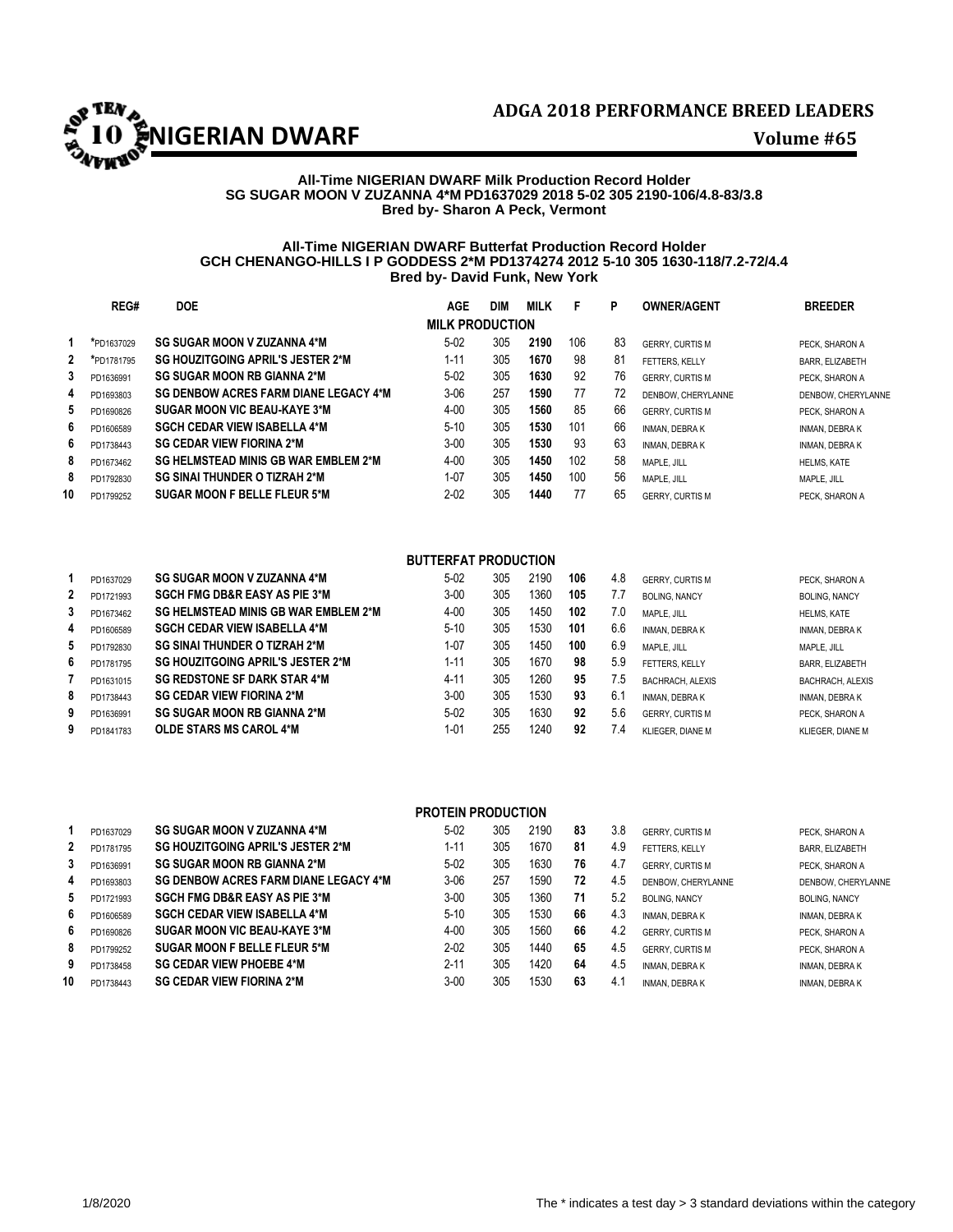# ADGA 2018 PERFORMANCE BREED LEADERS

## NIGERIAN DWARF

**Volume #65**

**All-Time NIGERIAN DWARF Milk Production Record Holder**
**SG SUGAR MOON V ZUZANNA 4*M PD1637029 2018 5-02 305 2190-106/4.8-83/3.8**
**Bred by- Sharon A Peck, Vermont**

**All-Time NIGERIAN DWARF Butterfat Production Record Holder**
**GCH CHENANGO-HILLS I P GODDESS 2*M PD1374274 2012 5-10 305 1630-118/7.2-72/4.4**
**Bred by- David Funk, New York**

### MILK PRODUCTION

| | REG# | DOE | AGE | DIM | MILK | F | P | OWNER/AGENT | BREEDER |
|---|---|---|---|---|---|---|---|---|---|
| 1 | *PD1637029 | SG SUGAR MOON V ZUZANNA 4*M | 5-02 | 305 | **2190** | 106 | 83 | GERRY, CURTIS M | PECK, SHARON A |
| 2 | *PD1781795 | SG HOUZITGOING APRIL'S JESTER 2*M | 1-11 | 305 | **1670** | 98 | 81 | FETTERS, KELLY | BARR, ELIZABETH |
| 3 | PD1636991 | SG SUGAR MOON RB GIANNA 2*M | 5-02 | 305 | **1630** | 92 | 76 | GERRY, CURTIS M | PECK, SHARON A |
| 4 | PD1693803 | SG DENBOW ACRES FARM DIANE LEGACY 4*M | 3-06 | 257 | **1590** | 77 | 72 | DENBOW, CHERYLANNE | DENBOW, CHERYLANNE |
| 5 | PD1690826 | SUGAR MOON VIC BEAU-KAYE 3*M | 4-00 | 305 | **1560** | 85 | 66 | GERRY, CURTIS M | PECK, SHARON A |
| 6 | PD1606589 | SGCH CEDAR VIEW ISABELLA 4*M | 5-10 | 305 | **1530** | 101 | 66 | INMAN, DEBRA K | INMAN, DEBRA K |
| 6 | PD1738443 | SG CEDAR VIEW FIORINA 2*M | 3-00 | 305 | **1530** | 93 | 63 | INMAN, DEBRA K | INMAN, DEBRA K |
| 8 | PD1673462 | SG HELMSTEAD MINIS GB WAR EMBLEM 2*M | 4-00 | 305 | **1450** | 102 | 58 | MAPLE, JILL | HELMS, KATE |
| 8 | PD1792830 | SG SINAI THUNDER O TIZRAH 2*M | 1-07 | 305 | **1450** | 100 | 56 | MAPLE, JILL | MAPLE, JILL |
| 10 | PD1799252 | SUGAR MOON F BELLE FLEUR 5*M | 2-02 | 305 | **1440** | 77 | 65 | GERRY, CURTIS M | PECK, SHARON A |

### BUTTERFAT PRODUCTION

| | REG# | DOE | AGE | DIM | MILK | F | % | OWNER/AGENT | BREEDER |
|---|---|---|---|---|---|---|---|---|---|
| 1 | PD1637029 | SG SUGAR MOON V ZUZANNA 4*M | 5-02 | 305 | 2190 | **106** | 4.8 | GERRY, CURTIS M | PECK, SHARON A |
| 2 | PD1721993 | SGCH FMG DB&R EASY AS PIE 3*M | 3-00 | 305 | 1360 | **105** | 7.7 | BOLING, NANCY | BOLING, NANCY |
| 3 | PD1673462 | SG HELMSTEAD MINIS GB WAR EMBLEM 2*M | 4-00 | 305 | 1450 | **102** | 7.0 | MAPLE, JILL | HELMS, KATE |
| 4 | PD1606589 | SGCH CEDAR VIEW ISABELLA 4*M | 5-10 | 305 | 1530 | **101** | 6.6 | INMAN, DEBRA K | INMAN, DEBRA K |
| 5 | PD1792830 | SG SINAI THUNDER O TIZRAH 2*M | 1-07 | 305 | 1450 | **100** | 6.9 | MAPLE, JILL | MAPLE, JILL |
| 6 | PD1781795 | SG HOUZITGOING APRIL'S JESTER 2*M | 1-11 | 305 | 1670 | **98** | 5.9 | FETTERS, KELLY | BARR, ELIZABETH |
| 7 | PD1631015 | SG REDSTONE SF DARK STAR 4*M | 4-11 | 305 | 1260 | **95** | 7.5 | BACHRACH, ALEXIS | BACHRACH, ALEXIS |
| 8 | PD1738443 | SG CEDAR VIEW FIORINA 2*M | 3-00 | 305 | 1530 | **93** | 6.1 | INMAN, DEBRA K | INMAN, DEBRA K |
| 9 | PD1636991 | SG SUGAR MOON RB GIANNA 2*M | 5-02 | 305 | 1630 | **92** | 5.6 | GERRY, CURTIS M | PECK, SHARON A |
| 9 | PD1841783 | OLDE STARS MS CAROL 4*M | 1-01 | 255 | 1240 | **92** | 7.4 | KLIEGER, DIANE M | KLIEGER, DIANE M |

### PROTEIN PRODUCTION

| | REG# | DOE | AGE | DIM | MILK | P | % | OWNER/AGENT | BREEDER |
|---|---|---|---|---|---|---|---|---|---|
| 1 | PD1637029 | SG SUGAR MOON V ZUZANNA 4*M | 5-02 | 305 | 2190 | **83** | 3.8 | GERRY, CURTIS M | PECK, SHARON A |
| 2 | PD1781795 | SG HOUZITGOING APRIL'S JESTER 2*M | 1-11 | 305 | 1670 | **81** | 4.9 | FETTERS, KELLY | BARR, ELIZABETH |
| 3 | PD1636991 | SG SUGAR MOON RB GIANNA 2*M | 5-02 | 305 | 1630 | **76** | 4.7 | GERRY, CURTIS M | PECK, SHARON A |
| 4 | PD1693803 | SG DENBOW ACRES FARM DIANE LEGACY 4*M | 3-06 | 257 | 1590 | **72** | 4.5 | DENBOW, CHERYLANNE | DENBOW, CHERYLANNE |
| 5 | PD1721993 | SGCH FMG DB&R EASY AS PIE 3*M | 3-00 | 305 | 1360 | **71** | 5.2 | BOLING, NANCY | BOLING, NANCY |
| 6 | PD1606589 | SGCH CEDAR VIEW ISABELLA 4*M | 5-10 | 305 | 1530 | **66** | 4.3 | INMAN, DEBRA K | INMAN, DEBRA K |
| 6 | PD1690826 | SUGAR MOON VIC BEAU-KAYE 3*M | 4-00 | 305 | 1560 | **66** | 4.2 | GERRY, CURTIS M | PECK, SHARON A |
| 8 | PD1799252 | SUGAR MOON F BELLE FLEUR 5*M | 2-02 | 305 | 1440 | **65** | 4.5 | GERRY, CURTIS M | PECK, SHARON A |
| 9 | PD1738458 | SG CEDAR VIEW PHOEBE 4*M | 2-11 | 305 | 1420 | **64** | 4.5 | INMAN, DEBRA K | INMAN, DEBRA K |
| 10 | PD1738443 | SG CEDAR VIEW FIORINA 2*M | 3-00 | 305 | 1530 | **63** | 4.1 | INMAN, DEBRA K | INMAN, DEBRA K |

1/8/2020

The * indicates a test day > 3 standard deviations within the category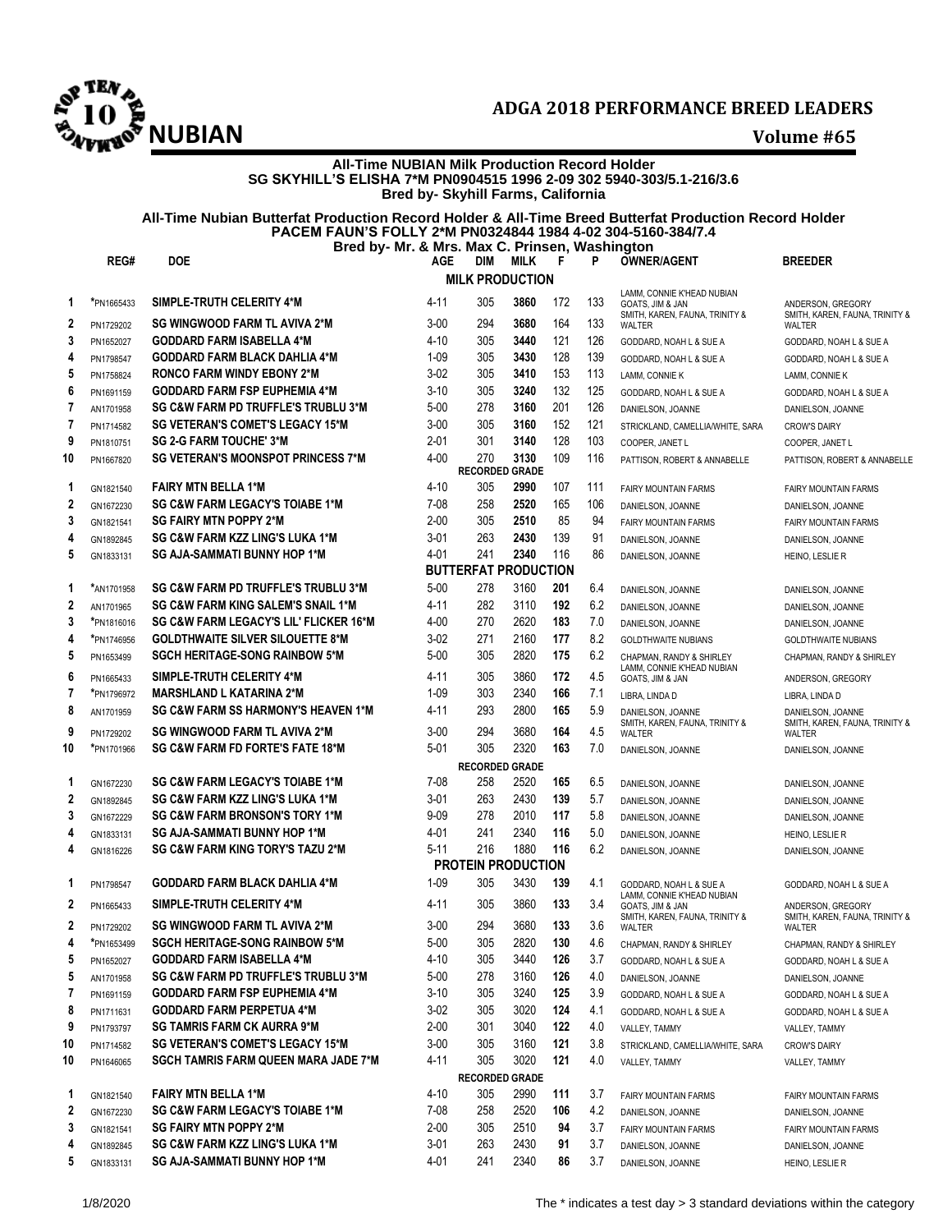# ADGA 2018 PERFORMANCE BREED LEADERS

## NUBIAN

Volume #65

**All-Time NUBIAN Milk Production Record Holder**
**SG SKYHILL'S ELISHA 7*M PN0904515 1996 2-09 302 5940-303/5.1-216/3.6**
**Bred by- Skyhill Farms, California**

**All-Time Nubian Butterfat Production Record Holder & All-Time Breed Butterfat Production Record Holder**
**PACEM FAUN'S FOLLY 2*M PN0324844 1984 4-02 304-5160-384/7.4**
**Bred by- Mr. & Mrs. Max C. Prinsen, Washington**

| | REG# | DOE | AGE | DIM | MILK | F | P | OWNER/AGENT | BREEDER |
|---|---|---|---|---|---|---|---|---|---|
| | | | | **MILK PRODUCTION** | | | | | |
| 1 | *PN1665433 | SIMPLE-TRUTH CELERITY 4*M | 4-11 | 305 | **3860** | 172 | 133 | LAMM, CONNIE K'HEAD NUBIAN GOATS, JIM & JAN | ANDERSON, GREGORY |
| 2 | PN1729202 | SG WINGWOOD FARM TL AVIVA 2*M | 3-00 | 294 | **3680** | 164 | 133 | SMITH, KAREN, FAUNA, TRINITY & WALTER | SMITH, KAREN, FAUNA, TRINITY & WALTER |
| 3 | PN1652027 | GODDARD FARM ISABELLA 4*M | 4-10 | 305 | **3440** | 121 | 126 | GODDARD, NOAH L & SUE A | GODDARD, NOAH L & SUE A |
| 4 | PN1798547 | GODDARD FARM BLACK DAHLIA 4*M | 1-09 | 305 | **3430** | 128 | 139 | GODDARD, NOAH L & SUE A | GODDARD, NOAH L & SUE A |
| 5 | PN1758824 | RONCO FARM WINDY EBONY 2*M | 3-02 | 305 | **3410** | 153 | 113 | LAMM, CONNIE K | LAMM, CONNIE K |
| 6 | PN1691159 | GODDARD FARM FSP EUPHEMIA 4*M | 3-10 | 305 | **3240** | 132 | 125 | GODDARD, NOAH L & SUE A | GODDARD, NOAH L & SUE A |
| 7 | AN1701958 | SG C&W FARM PD TRUFFLE'S TRUBLU 3*M | 5-00 | 278 | **3160** | 201 | 126 | DANIELSON, JOANNE | DANIELSON, JOANNE |
| 7 | PN1714582 | SG VETERAN'S COMET'S LEGACY 15*M | 3-00 | 305 | **3160** | 152 | 121 | STRICKLAND, CAMELLIA/WHITE, SARA | CROW'S DAIRY |
| 9 | PN1810751 | SG 2-G FARM TOUCHE' 3*M | 2-01 | 301 | **3140** | 128 | 103 | COOPER, JANET L | COOPER, JANET L |
| 10 | PN1667820 | SG VETERAN'S MOONSPOT PRINCESS 7*M | 4-00 | 270 | **3130** | 109 | 116 | PATTISON, ROBERT & ANNABELLE | PATTISON, ROBERT & ANNABELLE |
| | | | | **RECORDED GRADE** | | | | | |
| 1 | GN1821540 | FAIRY MTN BELLA 1*M | 4-10 | 305 | **2990** | 107 | 111 | FAIRY MOUNTAIN FARMS | FAIRY MOUNTAIN FARMS |
| 2 | GN1672230 | SG C&W FARM LEGACY'S TOIABE 1*M | 7-08 | 258 | **2520** | 165 | 106 | DANIELSON, JOANNE | DANIELSON, JOANNE |
| 3 | GN1821541 | SG FAIRY MTN POPPY 2*M | 2-00 | 305 | **2510** | 85 | 94 | FAIRY MOUNTAIN FARMS | FAIRY MOUNTAIN FARMS |
| 4 | GN1892845 | SG C&W FARM KZZ LING'S LUKA 1*M | 3-01 | 263 | **2430** | 139 | 91 | DANIELSON, JOANNE | DANIELSON, JOANNE |
| 5 | GN1833131 | SG AJA-SAMMATI BUNNY HOP 1*M | 4-01 | 241 | **2340** | 116 | 86 | DANIELSON, JOANNE | HEINO, LESLIE R |
| | | | | **BUTTERFAT PRODUCTION** | | | | | |
| 1 | *AN1701958 | SG C&W FARM PD TRUFFLE'S TRUBLU 3*M | 5-00 | 278 | 3160 | **201** | 6.4 | DANIELSON, JOANNE | DANIELSON, JOANNE |
| 2 | AN1701965 | SG C&W FARM KING SALEM'S SNAIL 1*M | 4-11 | 282 | 3110 | **192** | 6.2 | DANIELSON, JOANNE | DANIELSON, JOANNE |
| 3 | *PN1816016 | SG C&W FARM LEGACY'S LIL' FLICKER 16*M | 4-00 | 270 | 2620 | **183** | 7.0 | DANIELSON, JOANNE | DANIELSON, JOANNE |
| 4 | *PN1746956 | GOLDTHWAITE SILVER SILOUETTE 8*M | 3-02 | 271 | 2160 | **177** | 8.2 | GOLDTHWAITE NUBIANS | GOLDTHWAITE NUBIANS |
| 5 | PN1653499 | SGCH HERITAGE-SONG RAINBOW 5*M | 5-00 | 305 | 2820 | **175** | 6.2 | CHAPMAN, RANDY & SHIRLEY | CHAPMAN, RANDY & SHIRLEY |
| 6 | PN1665433 | SIMPLE-TRUTH CELERITY 4*M | 4-11 | 305 | 3860 | **172** | 4.5 | LAMM, CONNIE K'HEAD NUBIAN GOATS, JIM & JAN | ANDERSON, GREGORY |
| 7 | *PN1796972 | MARSHLAND L KATARINA 2*M | 1-09 | 303 | 2340 | **166** | 7.1 | LIBRA, LINDA D | LIBRA, LINDA D |
| 8 | AN1701959 | SG C&W FARM SS HARMONY'S HEAVEN 1*M | 4-11 | 293 | 2800 | **165** | 5.9 | DANIELSON, JOANNE | DANIELSON, JOANNE |
| 9 | PN1729202 | SG WINGWOOD FARM TL AVIVA 2*M | 3-00 | 294 | 3680 | **164** | 4.5 | SMITH, KAREN, FAUNA, TRINITY & WALTER | SMITH, KAREN, FAUNA, TRINITY & WALTER |
| 10 | *PN1701966 | SG C&W FARM FD FORTE'S FATE 18*M | 5-01 | 305 | 2320 | **163** | 7.0 | DANIELSON, JOANNE | DANIELSON, JOANNE |
| | | | | **RECORDED GRADE** | | | | | |
| 1 | GN1672230 | SG C&W FARM LEGACY'S TOIABE 1*M | 7-08 | 258 | 2520 | **165** | 6.5 | DANIELSON, JOANNE | DANIELSON, JOANNE |
| 2 | GN1892845 | SG C&W FARM KZZ LING'S LUKA 1*M | 3-01 | 263 | 2430 | **139** | 5.7 | DANIELSON, JOANNE | DANIELSON, JOANNE |
| 3 | GN1672229 | SG C&W FARM BRONSON'S TORY 1*M | 9-09 | 278 | 2010 | **117** | 5.8 | DANIELSON, JOANNE | DANIELSON, JOANNE |
| 4 | GN1833131 | SG AJA-SAMMATI BUNNY HOP 1*M | 4-01 | 241 | 2340 | **116** | 5.0 | DANIELSON, JOANNE | HEINO, LESLIE R |
| 4 | GN1816226 | SG C&W FARM KING TORY'S TAZU 2*M | 5-11 | 216 | 1880 | **116** | 6.2 | DANIELSON, JOANNE | DANIELSON, JOANNE |
| | | | | **PROTEIN PRODUCTION** | | | | | |
| 1 | PN1798547 | GODDARD FARM BLACK DAHLIA 4*M | 1-09 | 305 | 3430 | **139** | 4.1 | GODDARD, NOAH L & SUE A | GODDARD, NOAH L & SUE A |
| 2 | PN1665433 | SIMPLE-TRUTH CELERITY 4*M | 4-11 | 305 | 3860 | **133** | 3.4 | LAMM, CONNIE K'HEAD NUBIAN GOATS, JIM & JAN | ANDERSON, GREGORY |
| 2 | PN1729202 | SG WINGWOOD FARM TL AVIVA 2*M | 3-00 | 294 | 3680 | **133** | 3.6 | SMITH, KAREN, FAUNA, TRINITY & WALTER | SMITH, KAREN, FAUNA, TRINITY & WALTER |
| 4 | *PN1653499 | SGCH HERITAGE-SONG RAINBOW 5*M | 5-00 | 305 | 2820 | **130** | 4.6 | CHAPMAN, RANDY & SHIRLEY | CHAPMAN, RANDY & SHIRLEY |
| 5 | PN1652027 | GODDARD FARM ISABELLA 4*M | 4-10 | 305 | 3440 | **126** | 3.7 | GODDARD, NOAH L & SUE A | GODDARD, NOAH L & SUE A |
| 5 | AN1701958 | SG C&W FARM PD TRUFFLE'S TRUBLU 3*M | 5-00 | 278 | 3160 | **126** | 4.0 | DANIELSON, JOANNE | DANIELSON, JOANNE |
| 7 | PN1691159 | GODDARD FARM FSP EUPHEMIA 4*M | 3-10 | 305 | 3240 | **125** | 3.9 | GODDARD, NOAH L & SUE A | GODDARD, NOAH L & SUE A |
| 8 | PN1711631 | GODDARD FARM PERPETUA 4*M | 3-02 | 305 | 3020 | **124** | 4.1 | GODDARD, NOAH L & SUE A | GODDARD, NOAH L & SUE A |
| 9 | PN1793797 | SG TAMRIS FARM CK AURRA 9*M | 2-00 | 301 | 3040 | **122** | 4.0 | VALLEY, TAMMY | VALLEY, TAMMY |
| 10 | PN1714582 | SG VETERAN'S COMET'S LEGACY 15*M | 3-00 | 305 | 3160 | **121** | 3.8 | STRICKLAND, CAMELLIA/WHITE, SARA | CROW'S DAIRY |
| 10 | PN1646065 | SGCH TAMRIS FARM QUEEN MARA JADE 7*M | 4-11 | 305 | 3020 | **121** | 4.0 | VALLEY, TAMMY | VALLEY, TAMMY |
| | | | | **RECORDED GRADE** | | | | | |
| 1 | GN1821540 | FAIRY MTN BELLA 1*M | 4-10 | 305 | 2990 | **111** | 3.7 | FAIRY MOUNTAIN FARMS | FAIRY MOUNTAIN FARMS |
| 2 | GN1672230 | SG C&W FARM LEGACY'S TOIABE 1*M | 7-08 | 258 | 2520 | **106** | 4.2 | DANIELSON, JOANNE | DANIELSON, JOANNE |
| 3 | GN1821541 | SG FAIRY MTN POPPY 2*M | 2-00 | 305 | 2510 | **94** | 3.7 | FAIRY MOUNTAIN FARMS | FAIRY MOUNTAIN FARMS |
| 4 | GN1892845 | SG C&W FARM KZZ LING'S LUKA 1*M | 3-01 | 263 | 2430 | **91** | 3.7 | DANIELSON, JOANNE | DANIELSON, JOANNE |
| 5 | GN1833131 | SG AJA-SAMMATI BUNNY HOP 1*M | 4-01 | 241 | 2340 | **86** | 3.7 | DANIELSON, JOANNE | HEINO, LESLIE R |

1/8/2020

The * indicates a test day > 3 standard deviations within the category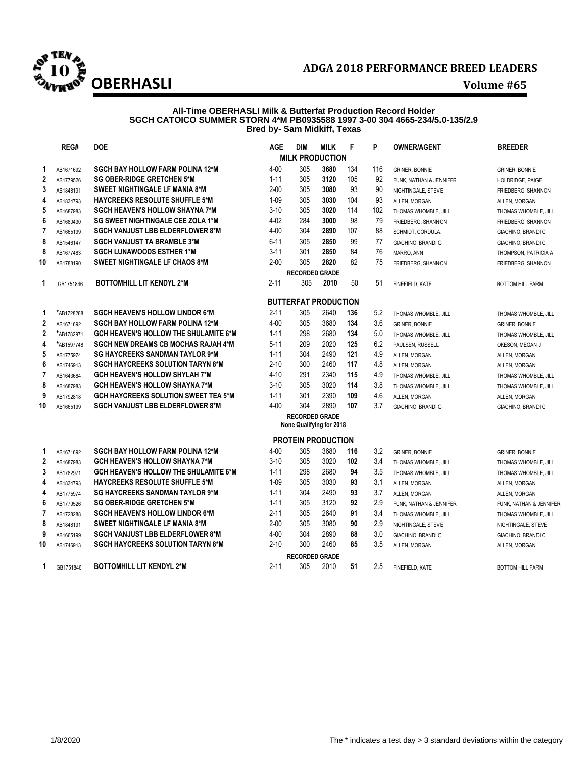# ADGA 2018 PERFORMANCE BREED LEADERS

## OBERHASLI

**Volume #65**

**All-Time OBERHASLI Milk & Butterfat Production Record Holder**
**SGCH CATOICO SUMMER STORN 4*M PB0935588 1997 3-00 304 4665-234/5.0-135/2.9**
**Bred by- Sam Midkiff, Texas**

| | REG# | DOE | AGE | DIM | MILK | F | P | OWNER/AGENT | BREEDER |
|---|---|---|---|---|---|---|---|---|---|
| | | | | **MILK PRODUCTION** | | | | | |
| 1 | AB1671692 | **SGCH BAY HOLLOW FARM POLINA 12*M** | 4-00 | 305 | **3680** | 134 | 116 | GRINER, BONNIE | GRINER, BONNIE |
| 2 | AB1779526 | **SG OBER-RIDGE GRETCHEN 5*M** | 1-11 | 305 | **3120** | 105 | 92 | FUNK, NATHAN & JENNIFER | HOLDRIDGE, PAIGE |
| 3 | AB1848191 | **SWEET NIGHTINGALE LF MANIA 8*M** | 2-00 | 305 | **3080** | 93 | 90 | NIGHTINGALE, STEVE | FRIEDBERG, SHANNON |
| 4 | AB1834793 | **HAYCREEKS RESOLUTE SHUFFLE 5*M** | 1-09 | 305 | **3030** | 104 | 93 | ALLEN, MORGAN | ALLEN, MORGAN |
| 5 | AB1687983 | **SGCH HEAVEN'S HOLLOW SHAYNA 7*M** | 3-10 | 305 | **3020** | 114 | 102 | THOMAS WHOMBLE, JILL | THOMAS WHOMBLE, JILL |
| 6 | AB1680430 | **SG SWEET NIGHTINGALE CEE ZOLA 1*M** | 4-02 | 284 | **3000** | 98 | 79 | FRIEDBERG, SHANNON | FRIEDBERG, SHANNON |
| 7 | AB1665199 | **SGCH VANJUST LBB ELDERFLOWER 8*M** | 4-00 | 304 | **2890** | 107 | 88 | SCHMIDT, CORDULA | GIACHINO, BRANDI C |
| 8 | AB1546147 | **SGCH VANJUST TA BRAMBLE 3*M** | 6-11 | 305 | **2850** | 99 | 77 | GIACHINO, BRANDI C | GIACHINO, BRANDI C |
| 8 | AB1677483 | **SGCH LUNAWOODS ESTHER 1*M** | 3-11 | 301 | **2850** | 84 | 76 | MARRO, ANN | THOMPSON, PATRICIA A |
| 10 | AB1788190 | **SWEET NIGHTINGALE LF CHAOS 8*M** | 2-00 | 305 | **2820** | 82 | 75 | FRIEDBERG, SHANNON | FRIEDBERG, SHANNON |
| | | | | **RECORDED GRADE** | | | | | |
| 1 | GB1751846 | **BOTTOMHILL LIT KENDYL 2*M** | 2-11 | 305 | **2010** | 50 | 51 | FINEFIELD, KATE | BOTTOM HILL FARM |
| | | | | **BUTTERFAT PRODUCTION** | | | | | |
| 1 | *AB1728288 | **SGCH HEAVEN'S HOLLOW LINDOR 6*M** | 2-11 | 305 | 2640 | **136** | 5.2 | THOMAS WHOMBLE, JILL | THOMAS WHOMBLE, JILL |
| 2 | AB1671692 | **SGCH BAY HOLLOW FARM POLINA 12*M** | 4-00 | 305 | 3680 | **134** | 3.6 | GRINER, BONNIE | GRINER, BONNIE |
| 2 | *AB1782971 | **GCH HEAVEN'S HOLLOW THE SHULAMITE 6*M** | 1-11 | 298 | 2680 | **134** | 5.0 | THOMAS WHOMBLE, JILL | THOMAS WHOMBLE, JILL |
| 4 | *AB1597748 | **SGCH NEW DREAMS CB MOCHAS RAJAH 4*M** | 5-11 | 209 | 2020 | **125** | 6.2 | PAULSEN, RUSSELL | OKESON, MEGAN J |
| 5 | AB1775974 | **SG HAYCREEKS SANDMAN TAYLOR 9*M** | 1-11 | 304 | 2490 | **121** | 4.9 | ALLEN, MORGAN | ALLEN, MORGAN |
| 6 | AB1746913 | **SGCH HAYCREEKS SOLUTION TARYN 8*M** | 2-10 | 300 | 2460 | **117** | 4.8 | ALLEN, MORGAN | ALLEN, MORGAN |
| 7 | AB1643684 | **GCH HEAVEN'S HOLLOW SHYLAH 7*M** | 4-10 | 291 | 2340 | **115** | 4.9 | THOMAS WHOMBLE, JILL | THOMAS WHOMBLE, JILL |
| 8 | AB1687983 | **GCH HEAVEN'S HOLLOW SHAYNA 7*M** | 3-10 | 305 | 3020 | **114** | 3.8 | THOMAS WHOMBLE, JILL | THOMAS WHOMBLE, JILL |
| 9 | AB1792818 | **GCH HAYCREEKS SOLUTION SWEET TEA 5*M** | 1-11 | 301 | 2390 | **109** | 4.6 | ALLEN, MORGAN | ALLEN, MORGAN |
| 10 | AB1665199 | **SGCH VANJUST LBB ELDERFLOWER 8*M** | 4-00 | 304 | 2890 | **107** | 3.7 | GIACHINO, BRANDI C | GIACHINO, BRANDI C |
| | | | | **RECORDED GRADE** | | | | | |
| | | | | **None Qualifying for 2018** | | | | | |
| | | | | **PROTEIN PRODUCTION** | | | | | |
| 1 | AB1671692 | **SGCH BAY HOLLOW FARM POLINA 12*M** | 4-00 | 305 | 3680 | **116** | 3.2 | GRINER, BONNIE | GRINER, BONNIE |
| 2 | AB1687983 | **GCH HEAVEN'S HOLLOW SHAYNA 7*M** | 3-10 | 305 | 3020 | **102** | 3.4 | THOMAS WHOMBLE, JILL | THOMAS WHOMBLE, JILL |
| 3 | AB1782971 | **GCH HEAVEN'S HOLLOW THE SHULAMITE 6*M** | 1-11 | 298 | 2680 | **94** | 3.5 | THOMAS WHOMBLE, JILL | THOMAS WHOMBLE, JILL |
| 4 | AB1834793 | **HAYCREEKS RESOLUTE SHUFFLE 5*M** | 1-09 | 305 | 3030 | **93** | 3.1 | ALLEN, MORGAN | ALLEN, MORGAN |
| 4 | AB1775974 | **SG HAYCREEKS SANDMAN TAYLOR 9*M** | 1-11 | 304 | 2490 | **93** | 3.7 | ALLEN, MORGAN | ALLEN, MORGAN |
| 6 | AB1779526 | **SG OBER-RIDGE GRETCHEN 5*M** | 1-11 | 305 | 3120 | **92** | 2.9 | FUNK, NATHAN & JENNIFER | FUNK, NATHAN & JENNIFER |
| 7 | AB1728288 | **SGCH HEAVEN'S HOLLOW LINDOR 6*M** | 2-11 | 305 | 2640 | **91** | 3.4 | THOMAS WHOMBLE, JILL | THOMAS WHOMBLE, JILL |
| 8 | AB1848191 | **SWEET NIGHTINGALE LF MANIA 8*M** | 2-00 | 305 | 3080 | **90** | 2.9 | NIGHTINGALE, STEVE | NIGHTINGALE, STEVE |
| 9 | AB1665199 | **SGCH VANJUST LBB ELDERFLOWER 8*M** | 4-00 | 304 | 2890 | **88** | 3.0 | GIACHINO, BRANDI C | GIACHINO, BRANDI C |
| 10 | AB1746913 | **SGCH HAYCREEKS SOLUTION TARYN 8*M** | 2-10 | 300 | 2460 | **85** | 3.5 | ALLEN, MORGAN | ALLEN, MORGAN |
| | | | | **RECORDED GRADE** | | | | | |
| 1 | GB1751846 | **BOTTOMHILL LIT KENDYL 2*M** | 2-11 | 305 | 2010 | **51** | 2.5 | FINEFIELD, KATE | BOTTOM HILL FARM |

1/8/2020

The * indicates a test day > 3 standard deviations within the category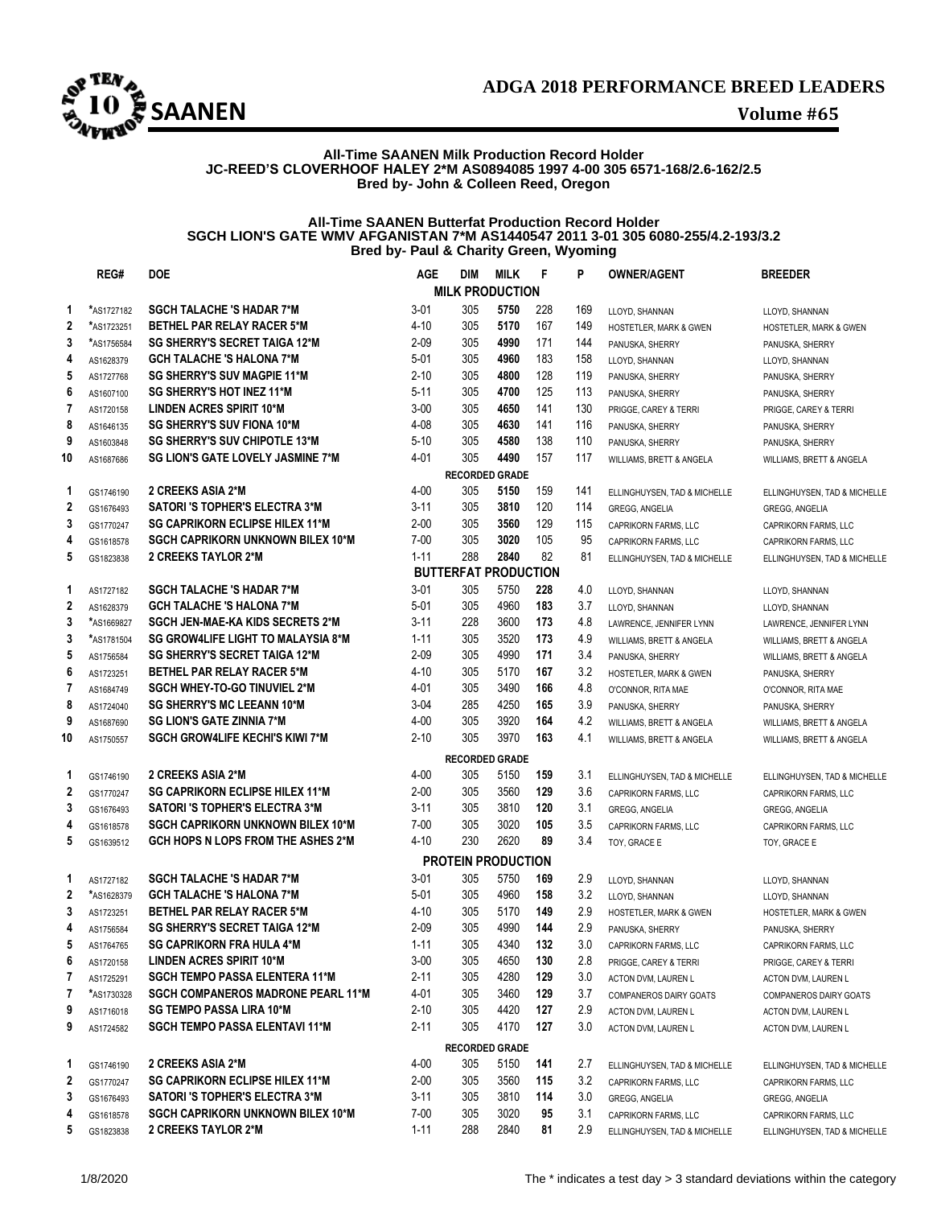# ADGA 2018 PERFORMANCE BREED LEADERS

## SAANEN

**Volume #65**

**All-Time SAANEN Milk Production Record Holder**
**JC-REED'S CLOVERHOOF HALEY 2*M AS0894085 1997 4-00 305 6571-168/2.6-162/2.5**
**Bred by- John & Colleen Reed, Oregon**

**All-Time SAANEN Butterfat Production Record Holder**
**SGCH LION'S GATE WMV AFGANISTAN 7*M AS1440547 2011 3-01 305 6080-255/4.2-193/3.2**
**Bred by- Paul & Charity Green, Wyoming**

| | REG# | DOE | AGE | DIM | MILK | F | P | OWNER/AGENT | BREEDER |
|---|---|---|---|---|---|---|---|---|---|
| | | | | **MILK PRODUCTION** | | | | | |
| 1 | *AS1727182 | SGCH TALACHE 'S HADAR 7*M | 3-01 | 305 | **5750** | 228 | 169 | LLOYD, SHANNAN | LLOYD, SHANNAN |
| 2 | *AS1723251 | BETHEL PAR RELAY RACER 5*M | 4-10 | 305 | **5170** | 167 | 149 | HOSTETLER, MARK & GWEN | HOSTETLER, MARK & GWEN |
| 3 | *AS1756584 | SG SHERRY'S SECRET TAIGA 12*M | 2-09 | 305 | **4990** | 171 | 144 | PANUSKA, SHERRY | PANUSKA, SHERRY |
| 4 | AS1628379 | GCH TALACHE 'S HALONA 7*M | 5-01 | 305 | **4960** | 183 | 158 | LLOYD, SHANNAN | LLOYD, SHANNAN |
| 5 | AS1727768 | SG SHERRY'S SUV MAGPIE 11*M | 2-10 | 305 | **4800** | 128 | 119 | PANUSKA, SHERRY | PANUSKA, SHERRY |
| 6 | AS1607100 | SG SHERRY'S HOT INEZ 11*M | 5-11 | 305 | **4700** | 125 | 113 | PANUSKA, SHERRY | PANUSKA, SHERRY |
| 7 | AS1720158 | LINDEN ACRES SPIRIT 10*M | 3-00 | 305 | **4650** | 141 | 130 | PRIGGE, CAREY & TERRI | PRIGGE, CAREY & TERRI |
| 8 | AS1646135 | SG SHERRY'S SUV FIONA 10*M | 4-08 | 305 | **4630** | 141 | 116 | PANUSKA, SHERRY | PANUSKA, SHERRY |
| 9 | AS1603848 | SG SHERRY'S SUV CHIPOTLE 13*M | 5-10 | 305 | **4580** | 138 | 110 | PANUSKA, SHERRY | PANUSKA, SHERRY |
| 10 | AS1687686 | SG LION'S GATE LOVELY JASMINE 7*M | 4-01 | 305 | **4490** | 157 | 117 | WILLIAMS, BRETT & ANGELA | WILLIAMS, BRETT & ANGELA |
| | | | | **RECORDED GRADE** | | | | | |
| 1 | GS1746190 | 2 CREEKS ASIA 2*M | 4-00 | 305 | **5150** | 159 | 141 | ELLINGHUYSEN, TAD & MICHELLE | ELLINGHUYSEN, TAD & MICHELLE |
| 2 | GS1676493 | SATORI 'S TOPHER'S ELECTRA 3*M | 3-11 | 305 | **3810** | 120 | 114 | GREGG, ANGELIA | GREGG, ANGELIA |
| 3 | GS1770247 | SG CAPRIKORN ECLIPSE HILEX 11*M | 2-00 | 305 | **3560** | 129 | 115 | CAPRIKORN FARMS, LLC | CAPRIKORN FARMS, LLC |
| 4 | GS1618578 | SGCH CAPRIKORN UNKNOWN BILEX 10*M | 7-00 | 305 | **3020** | 105 | 95 | CAPRIKORN FARMS, LLC | CAPRIKORN FARMS, LLC |
| 5 | GS1823838 | 2 CREEKS TAYLOR 2*M | 1-11 | 288 | **2840** | 82 | 81 | ELLINGHUYSEN, TAD & MICHELLE | ELLINGHUYSEN, TAD & MICHELLE |
| | | | | **BUTTERFAT PRODUCTION** | | | | | |
| 1 | AS1727182 | SGCH TALACHE 'S HADAR 7*M | 3-01 | 305 | 5750 | **228** | 4.0 | LLOYD, SHANNAN | LLOYD, SHANNAN |
| 2 | AS1628379 | GCH TALACHE 'S HALONA 7*M | 5-01 | 305 | 4960 | **183** | 3.7 | LLOYD, SHANNAN | LLOYD, SHANNAN |
| 3 | *AS1669827 | SGCH JEN-MAE-KA KIDS SECRETS 2*M | 3-11 | 228 | 3600 | **173** | 4.8 | LAWRENCE, JENNIFER LYNN | LAWRENCE, JENNIFER LYNN |
| 3 | *AS1781504 | SG GROW4LIFE LIGHT TO MALAYSIA 8*M | 1-11 | 305 | 3520 | **173** | 4.9 | WILLIAMS, BRETT & ANGELA | WILLIAMS, BRETT & ANGELA |
| 5 | AS1756584 | SG SHERRY'S SECRET TAIGA 12*M | 2-09 | 305 | 4990 | **171** | 3.4 | PANUSKA, SHERRY | WILLIAMS, BRETT & ANGELA |
| 6 | AS1723251 | BETHEL PAR RELAY RACER 5*M | 4-10 | 305 | 5170 | **167** | 3.2 | HOSTETLER, MARK & GWEN | PANUSKA, SHERRY |
| 7 | AS1684749 | SGCH WHEY-TO-GO TINUVIEL 2*M | 4-01 | 305 | 3490 | **166** | 4.8 | O'CONNOR, RITA MAE | O'CONNOR, RITA MAE |
| 8 | AS1724040 | SG SHERRY'S MC LEEANN 10*M | 3-04 | 285 | 4250 | **165** | 3.9 | PANUSKA, SHERRY | PANUSKA, SHERRY |
| 9 | AS1687690 | SG LION'S GATE ZINNIA 7*M | 4-00 | 305 | 3920 | **164** | 4.2 | WILLIAMS, BRETT & ANGELA | WILLIAMS, BRETT & ANGELA |
| 10 | AS1750557 | SGCH GROW4LIFE KECHI'S KIWI 7*M | 2-10 | 305 | 3970 | **163** | 4.1 | WILLIAMS, BRETT & ANGELA | WILLIAMS, BRETT & ANGELA |
| | | | | **RECORDED GRADE** | | | | | |
| 1 | GS1746190 | 2 CREEKS ASIA 2*M | 4-00 | 305 | 5150 | **159** | 3.1 | ELLINGHUYSEN, TAD & MICHELLE | ELLINGHUYSEN, TAD & MICHELLE |
| 2 | GS1770247 | SG CAPRIKORN ECLIPSE HILEX 11*M | 2-00 | 305 | 3560 | **129** | 3.6 | CAPRIKORN FARMS, LLC | CAPRIKORN FARMS, LLC |
| 3 | GS1676493 | SATORI 'S TOPHER'S ELECTRA 3*M | 3-11 | 305 | 3810 | **120** | 3.1 | GREGG, ANGELIA | GREGG, ANGELIA |
| 4 | GS1618578 | SGCH CAPRIKORN UNKNOWN BILEX 10*M | 7-00 | 305 | 3020 | **105** | 3.5 | CAPRIKORN FARMS, LLC | CAPRIKORN FARMS, LLC |
| 5 | GS1639512 | GCH HOPS N LOPS FROM THE ASHES 2*M | 4-10 | 230 | 2620 | **89** | 3.4 | TOY, GRACE E | TOY, GRACE E |
| | | | | **PROTEIN PRODUCTION** | | | | | |
| 1 | AS1727182 | SGCH TALACHE 'S HADAR 7*M | 3-01 | 305 | 5750 | **169** | 2.9 | LLOYD, SHANNAN | LLOYD, SHANNAN |
| 2 | *AS1628379 | GCH TALACHE 'S HALONA 7*M | 5-01 | 305 | 4960 | **158** | 3.2 | LLOYD, SHANNAN | LLOYD, SHANNAN |
| 3 | AS1723251 | BETHEL PAR RELAY RACER 5*M | 4-10 | 305 | 5170 | **149** | 2.9 | HOSTETLER, MARK & GWEN | HOSTETLER, MARK & GWEN |
| 4 | AS1756584 | SG SHERRY'S SECRET TAIGA 12*M | 2-09 | 305 | 4990 | **144** | 2.9 | PANUSKA, SHERRY | PANUSKA, SHERRY |
| 5 | AS1764765 | SG CAPRIKORN FRA HULA 4*M | 1-11 | 305 | 4340 | **132** | 3.0 | CAPRIKORN FARMS, LLC | CAPRIKORN FARMS, LLC |
| 6 | AS1720158 | LINDEN ACRES SPIRIT 10*M | 3-00 | 305 | 4650 | **130** | 2.8 | PRIGGE, CAREY & TERRI | PRIGGE, CAREY & TERRI |
| 7 | AS1725291 | SGCH TEMPO PASSA ELENTERA 11*M | 2-11 | 305 | 4280 | **129** | 3.0 | ACTON DVM, LAUREN L | ACTON DVM, LAUREN L |
| 7 | *AS1730328 | SGCH COMPANEROS MADRONE PEARL 11*M | 4-01 | 305 | 3460 | **129** | 3.7 | COMPANEROS DAIRY GOATS | COMPANEROS DAIRY GOATS |
| 9 | AS1716018 | SG TEMPO PASSA LIRA 10*M | 2-10 | 305 | 4420 | **127** | 2.9 | ACTON DVM, LAUREN L | ACTON DVM, LAUREN L |
| 9 | AS1724582 | SGCH TEMPO PASSA ELENTAVI 11*M | 2-11 | 305 | 4170 | **127** | 3.0 | ACTON DVM, LAUREN L | ACTON DVM, LAUREN L |
| | | | | **RECORDED GRADE** | | | | | |
| 1 | GS1746190 | 2 CREEKS ASIA 2*M | 4-00 | 305 | 5150 | **141** | 2.7 | ELLINGHUYSEN, TAD & MICHELLE | ELLINGHUYSEN, TAD & MICHELLE |
| 2 | GS1770247 | SG CAPRIKORN ECLIPSE HILEX 11*M | 2-00 | 305 | 3560 | **115** | 3.2 | CAPRIKORN FARMS, LLC | CAPRIKORN FARMS, LLC |
| 3 | GS1676493 | SATORI 'S TOPHER'S ELECTRA 3*M | 3-11 | 305 | 3810 | **114** | 3.0 | GREGG, ANGELIA | GREGG, ANGELIA |
| 4 | GS1618578 | SGCH CAPRIKORN UNKNOWN BILEX 10*M | 7-00 | 305 | 3020 | **95** | 3.1 | CAPRIKORN FARMS, LLC | CAPRIKORN FARMS, LLC |
| 5 | GS1823838 | 2 CREEKS TAYLOR 2*M | 1-11 | 288 | 2840 | **81** | 2.9 | ELLINGHUYSEN, TAD & MICHELLE | ELLINGHUYSEN, TAD & MICHELLE |

1/8/2020

The * indicates a test day > 3 standard deviations within the category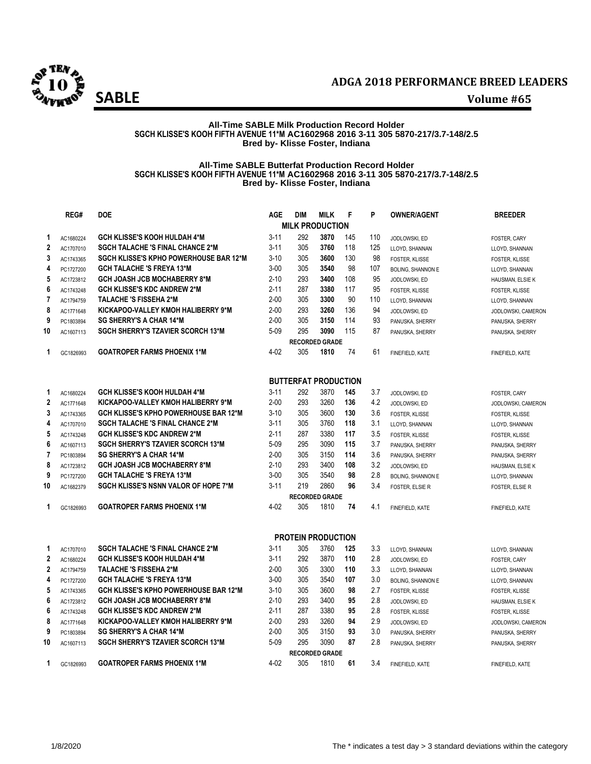# ADGA 2018 PERFORMANCE BREED LEADERS

## SABLE

**Volume #65**

**All-Time SABLE Milk Production Record Holder**
**SGCH KLISSE'S KOOH FIFTH AVENUE 11*M AC1602968 2016 3-11 305 5870-217/3.7-148/2.5**
**Bred by- Klisse Foster, Indiana**

**All-Time SABLE Butterfat Production Record Holder**
**SGCH KLISSE'S KOOH FIFTH AVENUE 11*M AC1602968 2016 3-11 305 5870-217/3.7-148/2.5**
**Bred by- Klisse Foster, Indiana**

| | REG# | DOE | AGE | DIM | MILK | F | P | OWNER/AGENT | BREEDER |
|---|---|---|---|---|---|---|---|---|---|
| | | | | **MILK PRODUCTION** | | | | | |
| 1 | AC1680224 | GCH KLISSE'S KOOH HULDAH 4*M | 3-11 | 292 | **3870** | 145 | 110 | JODLOWSKI, ED | FOSTER, CARY |
| 2 | AC1707010 | SGCH TALACHE 'S FINAL CHANCE 2*M | 3-11 | 305 | **3760** | 118 | 125 | LLOYD, SHANNAN | LLOYD, SHANNAN |
| 3 | AC1743365 | SGCH KLISSE'S KPHO POWERHOUSE BAR 12*M | 3-10 | 305 | **3600** | 130 | 98 | FOSTER, KLISSE | FOSTER, KLISSE |
| 4 | PC1727200 | GCH TALACHE 'S FREYA 13*M | 3-00 | 305 | **3540** | 98 | 107 | BOLING, SHANNON E | LLOYD, SHANNAN |
| 5 | AC1723812 | GCH JOASH JCB MOCHABERRY 8*M | 2-10 | 293 | **3400** | 108 | 95 | JODLOWSKI, ED | HAUSMAN, ELSIE K |
| 6 | AC1743248 | GCH KLISSE'S KDC ANDREW 2*M | 2-11 | 287 | **3380** | 117 | 95 | FOSTER, KLISSE | FOSTER, KLISSE |
| 7 | AC1794759 | TALACHE 'S FISSEHA 2*M | 2-00 | 305 | **3300** | 90 | 110 | LLOYD, SHANNAN | LLOYD, SHANNAN |
| 8 | AC1771648 | KICKAPOO-VALLEY KMOH HALIBERRY 9*M | 2-00 | 293 | **3260** | 136 | 94 | JODLOWSKI, ED | JODLOWSKI, CAMERON |
| 9 | PC1803894 | SG SHERRY'S A CHAR 14*M | 2-00 | 305 | **3150** | 114 | 93 | PANUSKA, SHERRY | PANUSKA, SHERRY |
| 10 | AC1607113 | SGCH SHERRY'S TZAVIER SCORCH 13*M | 5-09 | 295 | **3090** | 115 | 87 | PANUSKA, SHERRY | PANUSKA, SHERRY |
| | | | | **RECORDED GRADE** | | | | | |
| 1 | GC1826993 | GOATROPER FARMS PHOENIX 1*M | 4-02 | 305 | **1810** | 74 | 61 | FINEFIELD, KATE | FINEFIELD, KATE |
| | | | | **BUTTERFAT PRODUCTION** | | | | | |
| 1 | AC1680224 | GCH KLISSE'S KOOH HULDAH 4*M | 3-11 | 292 | 3870 | **145** | 3.7 | JODLOWSKI, ED | FOSTER, CARY |
| 2 | AC1771648 | KICKAPOO-VALLEY KMOH HALIBERRY 9*M | 2-00 | 293 | 3260 | **136** | 4.2 | JODLOWSKI, ED | JODLOWSKI, CAMERON |
| 3 | AC1743365 | GCH KLISSE'S KPHO POWERHOUSE BAR 12*M | 3-10 | 305 | 3600 | **130** | 3.6 | FOSTER, KLISSE | FOSTER, KLISSE |
| 4 | AC1707010 | SGCH TALACHE 'S FINAL CHANCE 2*M | 3-11 | 305 | 3760 | **118** | 3.1 | LLOYD, SHANNAN | LLOYD, SHANNAN |
| 5 | AC1743248 | GCH KLISSE'S KDC ANDREW 2*M | 2-11 | 287 | 3380 | **117** | 3.5 | FOSTER, KLISSE | FOSTER, KLISSE |
| 6 | AC1607113 | SGCH SHERRY'S TZAVIER SCORCH 13*M | 5-09 | 295 | 3090 | **115** | 3.7 | PANUSKA, SHERRY | PANUSKA, SHERRY |
| 7 | PC1803894 | SG SHERRY'S A CHAR 14*M | 2-00 | 305 | 3150 | **114** | 3.6 | PANUSKA, SHERRY | PANUSKA, SHERRY |
| 8 | AC1723812 | GCH JOASH JCB MOCHABERRY 8*M | 2-10 | 293 | 3400 | **108** | 3.2 | JODLOWSKI, ED | HAUSMAN, ELSIE K |
| 9 | PC1727200 | GCH TALACHE 'S FREYA 13*M | 3-00 | 305 | 3540 | **98** | 2.8 | BOLING, SHANNON E | LLOYD, SHANNAN |
| 10 | AC1682379 | SGCH KLISSE'S NSNN VALOR OF HOPE 7*M | 3-11 | 219 | 2860 | **96** | 3.4 | FOSTER, ELSIE R | FOSTER, ELSIE R |
| | | | | **RECORDED GRADE** | | | | | |
| 1 | GC1826993 | GOATROPER FARMS PHOENIX 1*M | 4-02 | 305 | 1810 | **74** | 4.1 | FINEFIELD, KATE | FINEFIELD, KATE |
| | | | | **PROTEIN PRODUCTION** | | | | | |
| 1 | AC1707010 | SGCH TALACHE 'S FINAL CHANCE 2*M | 3-11 | 305 | 3760 | **125** | 3.3 | LLOYD, SHANNAN | LLOYD, SHANNAN |
| 2 | AC1680224 | GCH KLISSE'S KOOH HULDAH 4*M | 3-11 | 292 | 3870 | **110** | 2.8 | JODLOWSKI, ED | FOSTER, CARY |
| 2 | AC1794759 | TALACHE 'S FISSEHA 2*M | 2-00 | 305 | 3300 | **110** | 3.3 | LLOYD, SHANNAN | LLOYD, SHANNAN |
| 4 | PC1727200 | GCH TALACHE 'S FREYA 13*M | 3-00 | 305 | 3540 | **107** | 3.0 | BOLING, SHANNON E | LLOYD, SHANNAN |
| 5 | AC1743365 | GCH KLISSE'S KPHO POWERHOUSE BAR 12*M | 3-10 | 305 | 3600 | **98** | 2.7 | FOSTER, KLISSE | FOSTER, KLISSE |
| 6 | AC1723812 | GCH JOASH JCB MOCHABERRY 8*M | 2-10 | 293 | 3400 | **95** | 2.8 | JODLOWSKI, ED | HAUSMAN, ELSIE K |
| 6 | AC1743248 | GCH KLISSE'S KDC ANDREW 2*M | 2-11 | 287 | 3380 | **95** | 2.8 | FOSTER, KLISSE | FOSTER, KLISSE |
| 8 | AC1771648 | KICKAPOO-VALLEY KMOH HALIBERRY 9*M | 2-00 | 293 | 3260 | **94** | 2.9 | JODLOWSKI, ED | JODLOWSKI, CAMERON |
| 9 | PC1803894 | SG SHERRY'S A CHAR 14*M | 2-00 | 305 | 3150 | **93** | 3.0 | PANUSKA, SHERRY | PANUSKA, SHERRY |
| 10 | AC1607113 | SGCH SHERRY'S TZAVIER SCORCH 13*M | 5-09 | 295 | 3090 | **87** | 2.8 | PANUSKA, SHERRY | PANUSKA, SHERRY |
| | | | | **RECORDED GRADE** | | | | | |
| 1 | GC1826993 | GOATROPER FARMS PHOENIX 1*M | 4-02 | 305 | 1810 | **61** | 3.4 | FINEFIELD, KATE | FINEFIELD, KATE |

1/8/2020

The * indicates a test day > 3 standard deviations within the category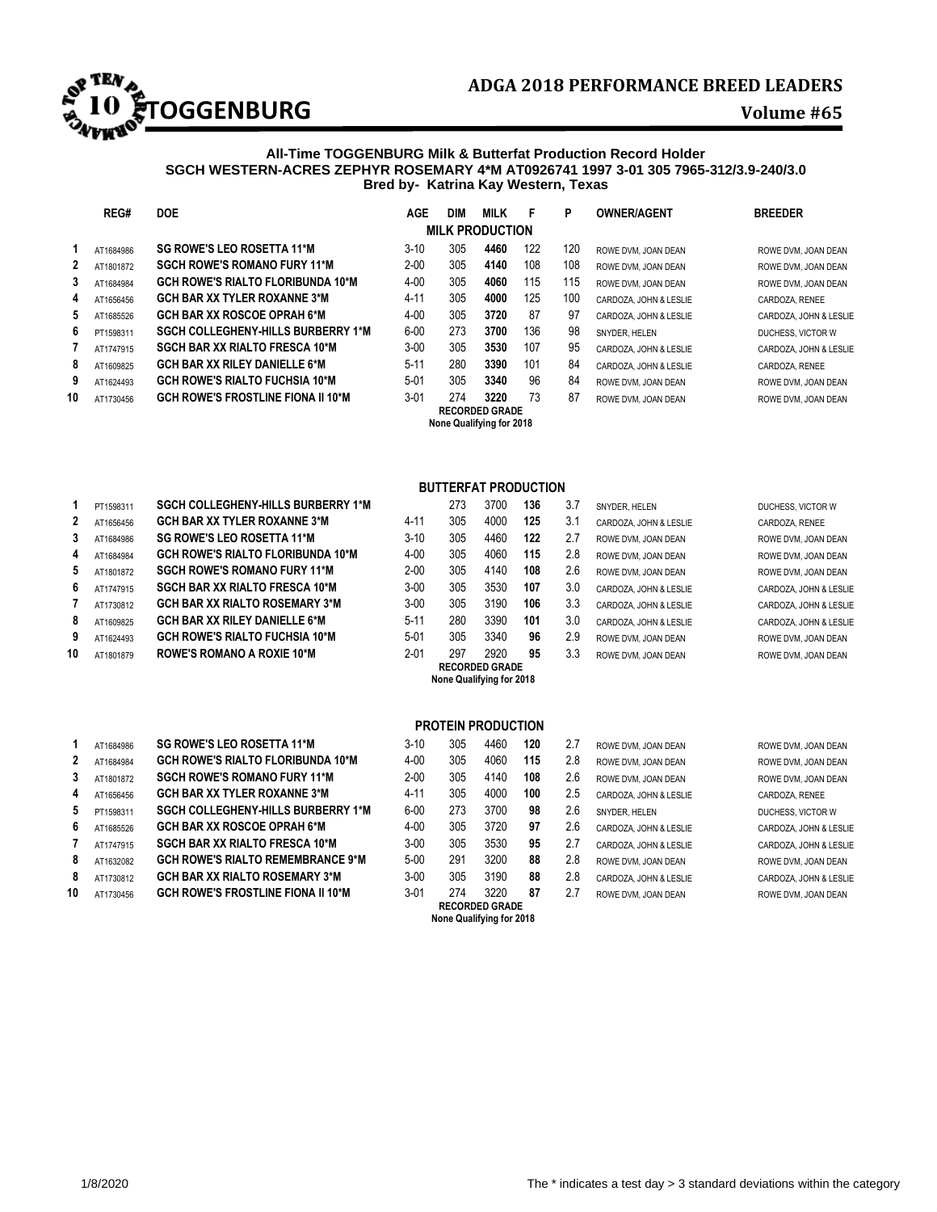# ADGA 2018 PERFORMANCE BREED LEADERS

## TOGGENBURG

**Volume #65**

**All-Time TOGGENBURG Milk & Butterfat Production Record Holder**
**SGCH WESTERN-ACRES ZEPHYR ROSEMARY 4*M AT0926741 1997 3-01 305 7965-312/3.9-240/3.0**
**Bred by- Katrina Kay Western, Texas**

### MILK PRODUCTION

| | REG# | DOE | AGE | DIM | MILK | F | P | OWNER/AGENT | BREEDER |
|---|---|---|---|---|---|---|---|---|---|
| 1 | AT1684986 | SG ROWE'S LEO ROSETTA 11*M | 3-10 | 305 | **4460** | 122 | 120 | ROWE DVM, JOAN DEAN | ROWE DVM, JOAN DEAN |
| 2 | AT1801872 | SGCH ROWE'S ROMANO FURY 11*M | 2-00 | 305 | **4140** | 108 | 108 | ROWE DVM, JOAN DEAN | ROWE DVM, JOAN DEAN |
| 3 | AT1684984 | GCH ROWE'S RIALTO FLORIBUNDA 10*M | 4-00 | 305 | **4060** | 115 | 115 | ROWE DVM, JOAN DEAN | ROWE DVM, JOAN DEAN |
| 4 | AT1656456 | GCH BAR XX TYLER ROXANNE 3*M | 4-11 | 305 | **4000** | 125 | 100 | CARDOZA, JOHN & LESLIE | CARDOZA, RENEE |
| 5 | AT1685526 | GCH BAR XX ROSCOE OPRAH 6*M | 4-00 | 305 | **3720** | 87 | 97 | CARDOZA, JOHN & LESLIE | CARDOZA, JOHN & LESLIE |
| 6 | PT1598311 | SGCH COLLEGHENY-HILLS BURBERRY 1*M | 6-00 | 273 | **3700** | 136 | 98 | SNYDER, HELEN | DUCHESS, VICTOR W |
| 7 | AT1747915 | SGCH BAR XX RIALTO FRESCA 10*M | 3-00 | 305 | **3530** | 107 | 95 | CARDOZA, JOHN & LESLIE | CARDOZA, JOHN & LESLIE |
| 8 | AT1609825 | GCH BAR XX RILEY DANIELLE 6*M | 5-11 | 280 | **3390** | 101 | 84 | CARDOZA, JOHN & LESLIE | CARDOZA, RENEE |
| 9 | AT1624493 | GCH ROWE'S RIALTO FUCHSIA 10*M | 5-01 | 305 | **3340** | 96 | 84 | ROWE DVM, JOAN DEAN | ROWE DVM, JOAN DEAN |
| 10 | AT1730456 | GCH ROWE'S FROSTLINE FIONA II 10*M | 3-01 | 274 | **3220** | 73 | 87 | ROWE DVM, JOAN DEAN | ROWE DVM, JOAN DEAN |

**RECORDED GRADE**
**None Qualifying for 2018**

### BUTTERFAT PRODUCTION

| | REG# | DOE | AGE | DIM | MILK | F | % | OWNER/AGENT | BREEDER |
|---|---|---|---|---|---|---|---|---|---|
| 1 | PT1598311 | SGCH COLLEGHENY-HILLS BURBERRY 1*M | | 273 | 3700 | **136** | 3.7 | SNYDER, HELEN | DUCHESS, VICTOR W |
| 2 | AT1656456 | GCH BAR XX TYLER ROXANNE 3*M | 4-11 | 305 | 4000 | **125** | 3.1 | CARDOZA, JOHN & LESLIE | CARDOZA, RENEE |
| 3 | AT1684986 | SG ROWE'S LEO ROSETTA 11*M | 3-10 | 305 | 4460 | **122** | 2.7 | ROWE DVM, JOAN DEAN | ROWE DVM, JOAN DEAN |
| 4 | AT1684984 | GCH ROWE'S RIALTO FLORIBUNDA 10*M | 4-00 | 305 | 4060 | **115** | 2.8 | ROWE DVM, JOAN DEAN | ROWE DVM, JOAN DEAN |
| 5 | AT1801872 | SGCH ROWE'S ROMANO FURY 11*M | 2-00 | 305 | 4140 | **108** | 2.6 | ROWE DVM, JOAN DEAN | ROWE DVM, JOAN DEAN |
| 6 | AT1747915 | SGCH BAR XX RIALTO FRESCA 10*M | 3-00 | 305 | 3530 | **107** | 3.0 | CARDOZA, JOHN & LESLIE | CARDOZA, JOHN & LESLIE |
| 7 | AT1730812 | GCH BAR XX RIALTO ROSEMARY 3*M | 3-00 | 305 | 3190 | **106** | 3.3 | CARDOZA, JOHN & LESLIE | CARDOZA, JOHN & LESLIE |
| 8 | AT1609825 | GCH BAR XX RILEY DANIELLE 6*M | 5-11 | 280 | 3390 | **101** | 3.0 | CARDOZA, JOHN & LESLIE | CARDOZA, JOHN & LESLIE |
| 9 | AT1624493 | GCH ROWE'S RIALTO FUCHSIA 10*M | 5-01 | 305 | 3340 | **96** | 2.9 | ROWE DVM, JOAN DEAN | ROWE DVM, JOAN DEAN |
| 10 | AT1801879 | ROWE'S ROMANO A ROXIE 10*M | 2-01 | 297 | 2920 | **95** | 3.3 | ROWE DVM, JOAN DEAN | ROWE DVM, JOAN DEAN |

**RECORDED GRADE**
**None Qualifying for 2018**

### PROTEIN PRODUCTION

| | REG# | DOE | AGE | DIM | MILK | P | % | OWNER/AGENT | BREEDER |
|---|---|---|---|---|---|---|---|---|---|
| 1 | AT1684986 | SG ROWE'S LEO ROSETTA 11*M | 3-10 | 305 | 4460 | **120** | 2.7 | ROWE DVM, JOAN DEAN | ROWE DVM, JOAN DEAN |
| 2 | AT1684984 | GCH ROWE'S RIALTO FLORIBUNDA 10*M | 4-00 | 305 | 4060 | **115** | 2.8 | ROWE DVM, JOAN DEAN | ROWE DVM, JOAN DEAN |
| 3 | AT1801872 | SGCH ROWE'S ROMANO FURY 11*M | 2-00 | 305 | 4140 | **108** | 2.6 | ROWE DVM, JOAN DEAN | ROWE DVM, JOAN DEAN |
| 4 | AT1656456 | GCH BAR XX TYLER ROXANNE 3*M | 4-11 | 305 | 4000 | **100** | 2.5 | CARDOZA, JOHN & LESLIE | CARDOZA, RENEE |
| 5 | PT1598311 | SGCH COLLEGHENY-HILLS BURBERRY 1*M | 6-00 | 273 | 3700 | **98** | 2.6 | SNYDER, HELEN | DUCHESS, VICTOR W |
| 6 | AT1685526 | GCH BAR XX ROSCOE OPRAH 6*M | 4-00 | 305 | 3720 | **97** | 2.6 | CARDOZA, JOHN & LESLIE | CARDOZA, JOHN & LESLIE |
| 7 | AT1747915 | SGCH BAR XX RIALTO FRESCA 10*M | 3-00 | 305 | 3530 | **95** | 2.7 | CARDOZA, JOHN & LESLIE | CARDOZA, JOHN & LESLIE |
| 8 | AT1632082 | GCH ROWE'S RIALTO REMEMBRANCE 9*M | 5-00 | 291 | 3200 | **88** | 2.8 | ROWE DVM, JOAN DEAN | ROWE DVM, JOAN DEAN |
| 8 | AT1730812 | GCH BAR XX RIALTO ROSEMARY 3*M | 3-00 | 305 | 3190 | **88** | 2.8 | CARDOZA, JOHN & LESLIE | CARDOZA, JOHN & LESLIE |
| 10 | AT1730456 | GCH ROWE'S FROSTLINE FIONA II 10*M | 3-01 | 274 | 3220 | **87** | 2.7 | ROWE DVM, JOAN DEAN | ROWE DVM, JOAN DEAN |

**RECORDED GRADE**
**None Qualifying for 2018**

1/8/2020

The * indicates a test day > 3 standard deviations within the category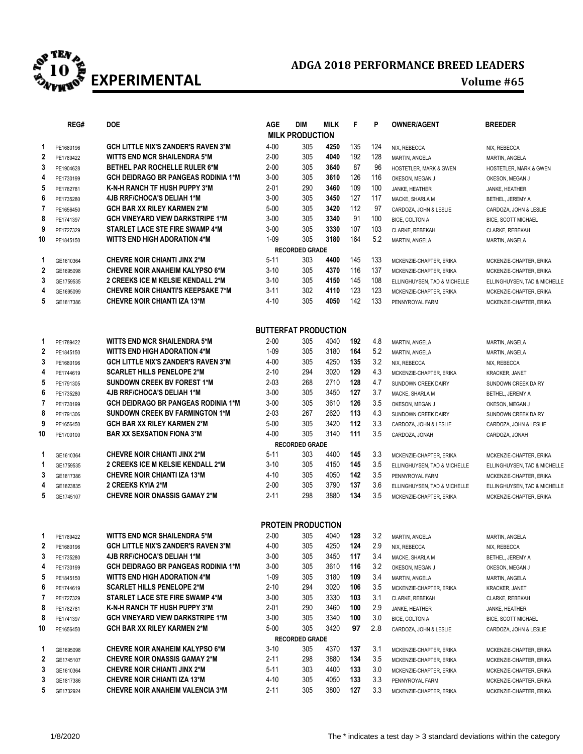# EXPERIMENTAL

## ADGA 2018 PERFORMANCE BREED LEADERS

**Volume #65**

| | REG# | DOE | AGE | DIM | MILK | F | P | OWNER/AGENT | BREEDER |
|---|---|---|---|---|---|---|---|---|---|
| | | | | **MILK PRODUCTION** | | | | | |
| 1 | PE1680196 | GCH LITTLE NIX'S ZANDER'S RAVEN 3*M | 4-00 | 305 | **4250** | 135 | 124 | NIX, REBECCA | NIX, REBECCA |
| 2 | PE1789422 | WITTS END MCR SHAILENDRA 5*M | 2-00 | 305 | **4040** | 192 | 128 | MARTIN, ANGELA | MARTIN, ANGELA |
| 3 | PE1904628 | BETHEL PAR ROCHELLE RULER 6*M | 2-00 | 305 | **3640** | 87 | 96 | HOSTETLER, MARK & GWEN | HOSTETLER, MARK & GWEN |
| 4 | PE1730199 | GCH DEIDRAGO BR PANGEAS RODINIA 1*M | 3-00 | 305 | **3610** | 126 | 116 | OKESON, MEGAN J | OKESON, MEGAN J |
| 5 | PE1782781 | K-N-H RANCH TF HUSH PUPPY 3*M | 2-01 | 290 | **3460** | 109 | 100 | JANKE, HEATHER | JANKE, HEATHER |
| 6 | PE1735280 | 4JB RRF/CHOCA'S DELIAH 1*M | 3-00 | 305 | **3450** | 127 | 117 | MACKE, SHARLA M | BETHEL, JEREMY A |
| 7 | PE1656450 | GCH BAR XX RILEY KARMEN 2*M | 5-00 | 305 | **3420** | 112 | 97 | CARDOZA, JOHN & LESLIE | CARDOZA, JOHN & LESLIE |
| 8 | PE1741397 | GCH VINEYARD VIEW DARKSTRIPE 1*M | 3-00 | 305 | **3340** | 91 | 100 | BICE, COLTON A | BICE, SCOTT MICHAEL |
| 9 | PE1727329 | STARLET LACE STE FIRE SWAMP 4*M | 3-00 | 305 | **3330** | 107 | 103 | CLARKE, REBEKAH | CLARKE, REBEKAH |
| 10 | PE1845150 | WITTS END HIGH ADORATION 4*M | 1-09 | 305 | **3180** | 164 | 5.2 | MARTIN, ANGELA | MARTIN, ANGELA |
| | | | | **RECORDED GRADE** | | | | | |
| 1 | GE1610364 | CHEVRE NOIR CHIANTI JINX 2*M | 5-11 | 303 | **4400** | 145 | 133 | MCKENZIE-CHAPTER, ERIKA | MCKENZIE-CHAPTER, ERIKA |
| 2 | GE1695098 | CHEVRE NOIR ANAHEIM KALYPSO 6*M | 3-10 | 305 | **4370** | 116 | 137 | MCKENZIE-CHAPTER, ERIKA | MCKENZIE-CHAPTER, ERIKA |
| 3 | GE1759535 | 2 CREEKS ICE M KELSIE KENDALL 2*M | 3-10 | 305 | **4150** | 145 | 108 | ELLINGHUYSEN, TAD & MICHELLE | ELLINGHUYSEN, TAD & MICHELLE |
| 4 | GE1695099 | CHEVRE NOIR CHIANTI'S KEEPSAKE 7*M | 3-11 | 302 | **4110** | 123 | 123 | MCKENZIE-CHAPTER, ERIKA | MCKENZIE-CHAPTER, ERIKA |
| 5 | GE1817386 | CHEVRE NOIR CHIANTI IZA 13*M | 4-10 | 305 | **4050** | 142 | 133 | PENNYROYAL FARM | MCKENZIE-CHAPTER, ERIKA |
| | | | | **BUTTERFAT PRODUCTION** | | | | | |
| 1 | PE1789422 | WITTS END MCR SHAILENDRA 5*M | 2-00 | 305 | 4040 | **192** | 4.8 | MARTIN, ANGELA | MARTIN, ANGELA |
| 2 | PE1845150 | WITTS END HIGH ADORATION 4*M | 1-09 | 305 | 3180 | **164** | 5.2 | MARTIN, ANGELA | MARTIN, ANGELA |
| 3 | PE1680196 | GCH LITTLE NIX'S ZANDER'S RAVEN 3*M | 4-00 | 305 | 4250 | **135** | 3.2 | NIX, REBECCA | NIX, REBECCA |
| 4 | PE1744619 | SCARLET HILLS PENELOPE 2*M | 2-10 | 294 | 3020 | **129** | 4.3 | MCKENZIE-CHAPTER, ERIKA | KRACKER, JANET |
| 5 | PE1791305 | SUNDOWN CREEK BV FOREST 1*M | 2-03 | 268 | 2710 | **128** | 4.7 | SUNDOWN CREEK DAIRY | SUNDOWN CREEK DAIRY |
| 6 | PE1735280 | 4JB RRF/CHOCA'S DELIAH 1*M | 3-00 | 305 | 3450 | **127** | 3.7 | MACKE, SHARLA M | BETHEL, JEREMY A |
| 7 | PE1730199 | GCH DEIDRAGO BR PANGEAS RODINIA 1*M | 3-00 | 305 | 3610 | **126** | 3.5 | OKESON, MEGAN J | OKESON, MEGAN J |
| 8 | PE1791306 | SUNDOWN CREEK BV FARMINGTON 1*M | 2-03 | 267 | 2620 | **113** | 4.3 | SUNDOWN CREEK DAIRY | SUNDOWN CREEK DAIRY |
| 9 | PE1656450 | GCH BAR XX RILEY KARMEN 2*M | 5-00 | 305 | 3420 | **112** | 3.3 | CARDOZA, JOHN & LESLIE | CARDOZA, JOHN & LESLIE |
| 10 | PE1700100 | BAR XX SEXSATION FIONA 3*M | 4-00 | 305 | 3140 | **111** | 3.5 | CARDOZA, JONAH | CARDOZA, JONAH |
| | | | | **RECORDED GRADE** | | | | | |
| 1 | GE1610364 | CHEVRE NOIR CHIANTI JINX 2*M | 5-11 | 303 | 4400 | **145** | 3.3 | MCKENZIE-CHAPTER, ERIKA | MCKENZIE-CHAPTER, ERIKA |
| 1 | GE1759535 | 2 CREEKS ICE M KELSIE KENDALL 2*M | 3-10 | 305 | 4150 | **145** | 3.5 | ELLINGHUYSEN, TAD & MICHELLE | ELLINGHUYSEN, TAD & MICHELLE |
| 3 | GE1817386 | CHEVRE NOIR CHIANTI IZA 13*M | 4-10 | 305 | 4050 | **142** | 3.5 | PENNYROYAL FARM | MCKENZIE-CHAPTER, ERIKA |
| 4 | GE1823835 | 2 CREEKS KYIA 2*M | 2-00 | 305 | 3790 | **137** | 3.6 | ELLINGHUYSEN, TAD & MICHELLE | ELLINGHUYSEN, TAD & MICHELLE |
| 5 | GE1745107 | CHEVRE NOIR ONASSIS GAMAY 2*M | 2-11 | 298 | 3880 | **134** | 3.5 | MCKENZIE-CHAPTER, ERIKA | MCKENZIE-CHAPTER, ERIKA |
| | | | | **PROTEIN PRODUCTION** | | | | | |
| 1 | PE1789422 | WITTS END MCR SHAILENDRA 5*M | 2-00 | 305 | 4040 | **128** | 3.2 | MARTIN, ANGELA | MARTIN, ANGELA |
| 2 | PE1680196 | GCH LITTLE NIX'S ZANDER'S RAVEN 3*M | 4-00 | 305 | 4250 | **124** | 2.9 | NIX, REBECCA | NIX, REBECCA |
| 3 | PE1735280 | 4JB RRF/CHOCA'S DELIAH 1*M | 3-00 | 305 | 3450 | **117** | 3.4 | MACKE, SHARLA M | BETHEL, JEREMY A |
| 4 | PE1730199 | GCH DEIDRAGO BR PANGEAS RODINIA 1*M | 3-00 | 305 | 3610 | **116** | 3.2 | OKESON, MEGAN J | OKESON, MEGAN J |
| 5 | PE1845150 | WITTS END HIGH ADORATION 4*M | 1-09 | 305 | 3180 | **109** | 3.4 | MARTIN, ANGELA | MARTIN, ANGELA |
| 6 | PE1744619 | SCARLET HILLS PENELOPE 2*M | 2-10 | 294 | 3020 | **106** | 3.5 | MCKENZIE-CHAPTER, ERIKA | KRACKER, JANET |
| 7 | PE1727329 | STARLET LACE STE FIRE SWAMP 4*M | 3-00 | 305 | 3330 | **103** | 3.1 | CLARKE, REBEKAH | CLARKE, REBEKAH |
| 8 | PE1782781 | K-N-H RANCH TF HUSH PUPPY 3*M | 2-01 | 290 | 3460 | **100** | 2.9 | JANKE, HEATHER | JANKE, HEATHER |
| 8 | PE1741397 | GCH VINEYARD VIEW DARKSTRIPE 1*M | 3-00 | 305 | 3340 | **100** | 3.0 | BICE, COLTON A | BICE, SCOTT MICHAEL |
| 10 | PE1656450 | GCH BAR XX RILEY KARMEN 2*M | 5-00 | 305 | 3420 | **97** | 2.8 | CARDOZA, JOHN & LESLIE | CARDOZA, JOHN & LESLIE |
| | | | | **RECORDED GRADE** | | | | | |
| 1 | GE1695098 | CHEVRE NOIR ANAHEIM KALYPSO 6*M | 3-10 | 305 | 4370 | **137** | 3.1 | MCKENZIE-CHAPTER, ERIKA | MCKENZIE-CHAPTER, ERIKA |
| 2 | GE1745107 | CHEVRE NOIR ONASSIS GAMAY 2*M | 2-11 | 298 | 3880 | **134** | 3.5 | MCKENZIE-CHAPTER, ERIKA | MCKENZIE-CHAPTER, ERIKA |
| 3 | GE1610364 | CHEVRE NOIR CHIANTI JINX 2*M | 5-11 | 303 | 4400 | **133** | 3.0 | MCKENZIE-CHAPTER, ERIKA | MCKENZIE-CHAPTER, ERIKA |
| 3 | GE1817386 | CHEVRE NOIR CHIANTI IZA 13*M | 4-10 | 305 | 4050 | **133** | 3.3 | PENNYROYAL FARM | MCKENZIE-CHAPTER, ERIKA |
| 5 | GE1732924 | CHEVRE NOIR ANAHEIM VALENCIA 3*M | 2-11 | 305 | 3800 | **127** | 3.3 | MCKENZIE-CHAPTER, ERIKA | MCKENZIE-CHAPTER, ERIKA |

1/8/2020

The * indicates a test day > 3 standard deviations within the category